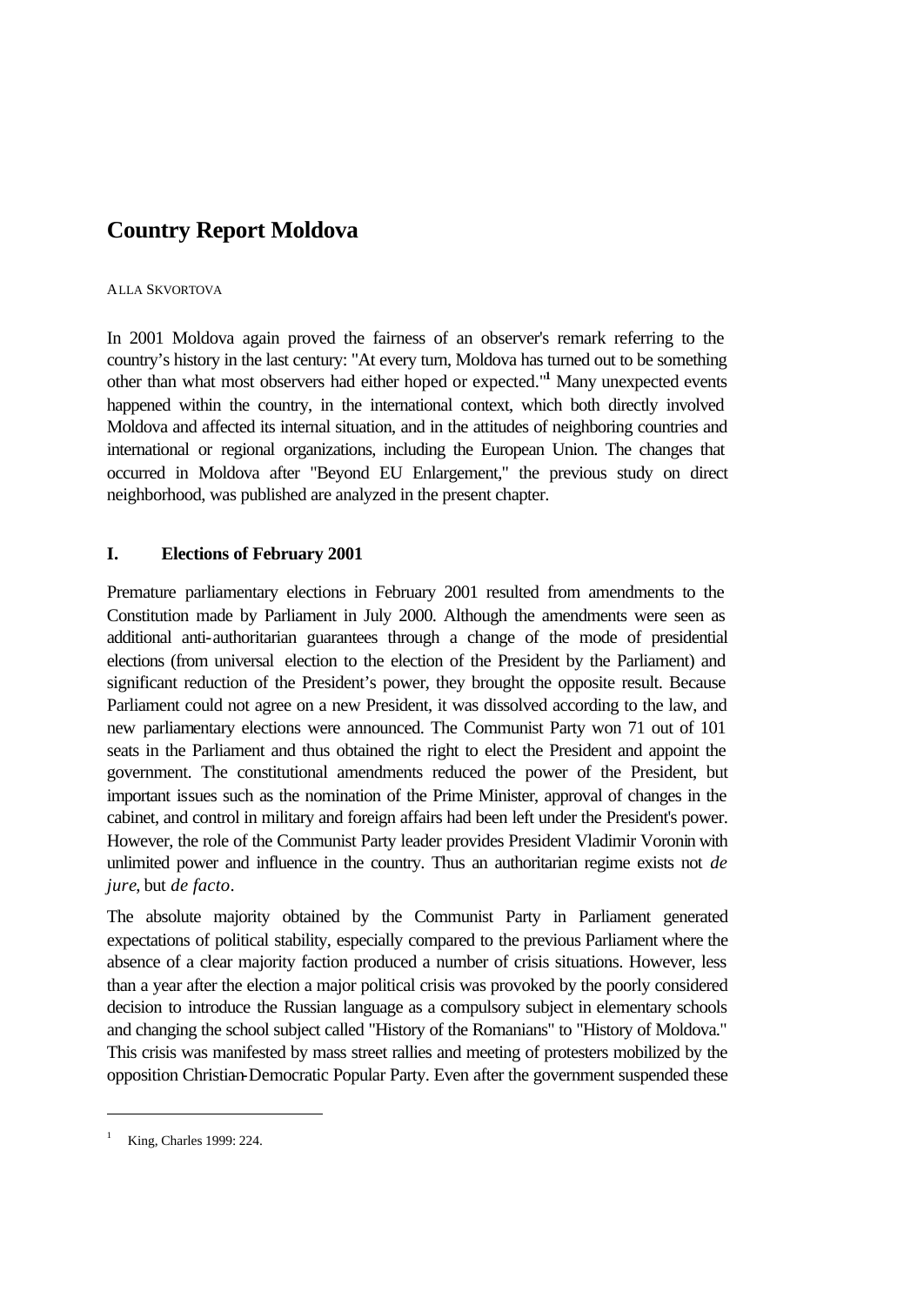# Country Report Moldova

ALLA SKVORTOVA

In 2001 Moldova again proved the fairness of an observer's remark referring to the country's history in the last century: "At every turn, Moldova has turned out to be something other than what most observers had either hoped or expected."[1] Many unexpected events happened within the country, in the international context, which both directly involved Moldova and affected its internal situation, and in the attitudes of neighboring countries and international or regional organizations, including the European Union. The changes that occurred in Moldova after "Beyond EU Enlargement," the previous study on direct neighborhood, was published are analyzed in the present chapter.

## I. Elections of February 2001

Premature parliamentary elections in February 2001 resulted from amendments to the Constitution made by Parliament in July 2000. Although the amendments were seen as additional anti-authoritarian guarantees through a change of the mode of presidential elections (from universal election to the election of the President by the Parliament) and significant reduction of the President's power, they brought the opposite result. Because Parliament could not agree on a new President, it was dissolved according to the law, and new parliamentary elections were announced. The Communist Party won 71 out of 101 seats in the Parliament and thus obtained the right to elect the President and appoint the government. The constitutional amendments reduced the power of the President, but important issues such as the nomination of the Prime Minister, approval of changes in the cabinet, and control in military and foreign affairs had been left under the President's power. However, the role of the Communist Party leader provides President Vladimir Voronin with unlimited power and influence in the country. Thus an authoritarian regime exists not *de jure*, but *de facto*.

The absolute majority obtained by the Communist Party in Parliament generated expectations of political stability, especially compared to the previous Parliament where the absence of a clear majority faction produced a number of crisis situations. However, less than a year after the election a major political crisis was provoked by the poorly considered decision to introduce the Russian language as a compulsory subject in elementary schools and changing the school subject called "History of the Romanians" to "History of Moldova." This crisis was manifested by mass street rallies and meeting of protesters mobilized by the opposition Christian-Democratic Popular Party. Even after the government suspended these

---

[1] King, Charles 1999: 224.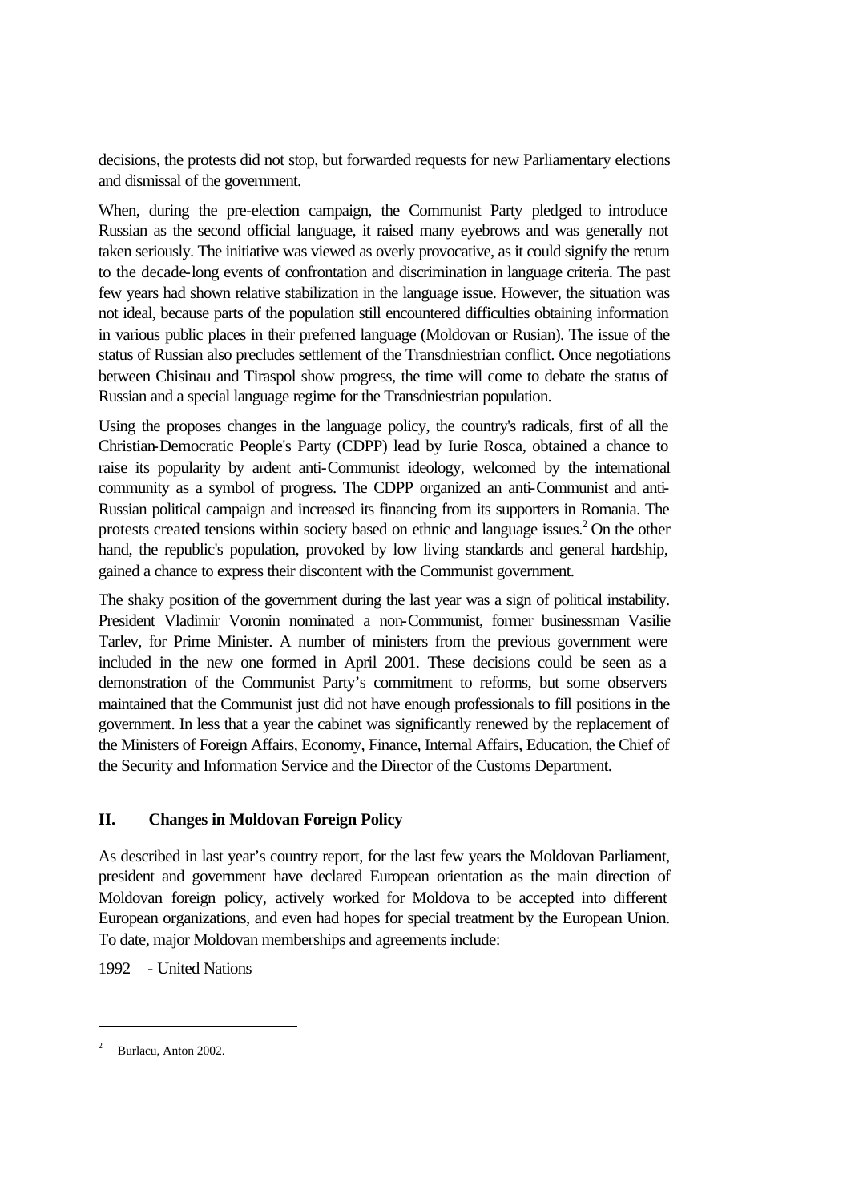decisions, the protests did not stop, but forwarded requests for new Parliamentary elections and dismissal of the government.

When, during the pre-election campaign, the Communist Party pledged to introduce Russian as the second official language, it raised many eyebrows and was generally not taken seriously. The initiative was viewed as overly provocative, as it could signify the return to the decade-long events of confrontation and discrimination in language criteria. The past few years had shown relative stabilization in the language issue. However, the situation was not ideal, because parts of the population still encountered difficulties obtaining information in various public places in their preferred language (Moldovan or Rusian). The issue of the status of Russian also precludes settlement of the Transdniestrian conflict. Once negotiations between Chisinau and Tiraspol show progress, the time will come to debate the status of Russian and a special language regime for the Transdniestrian population.

Using the proposes changes in the language policy, the country's radicals, first of all the Christian-Democratic People's Party (CDPP) lead by Iurie Rosca, obtained a chance to raise its popularity by ardent anti-Communist ideology, welcomed by the international community as a symbol of progress. The CDPP organized an anti-Communist and anti-Russian political campaign and increased its financing from its supporters in Romania. The protests created tensions within society based on ethnic and language issues.[2] On the other hand, the republic's population, provoked by low living standards and general hardship, gained a chance to express their discontent with the Communist government.

The shaky position of the government during the last year was a sign of political instability. President Vladimir Voronin nominated a non-Communist, former businessman Vasilie Tarlev, for Prime Minister. A number of ministers from the previous government were included in the new one formed in April 2001. These decisions could be seen as a demonstration of the Communist Party's commitment to reforms, but some observers maintained that the Communist just did not have enough professionals to fill positions in the government. In less that a year the cabinet was significantly renewed by the replacement of the Ministers of Foreign Affairs, Economy, Finance, Internal Affairs, Education, the Chief of the Security and Information Service and the Director of the Customs Department.

## II. Changes in Moldovan Foreign Policy

As described in last year's country report, for the last few years the Moldovan Parliament, president and government have declared European orientation as the main direction of Moldovan foreign policy, actively worked for Moldova to be accepted into different European organizations, and even had hopes for special treatment by the European Union. To date, major Moldovan memberships and agreements include:

1992 - United Nations

---

[2] Burlacu, Anton 2002.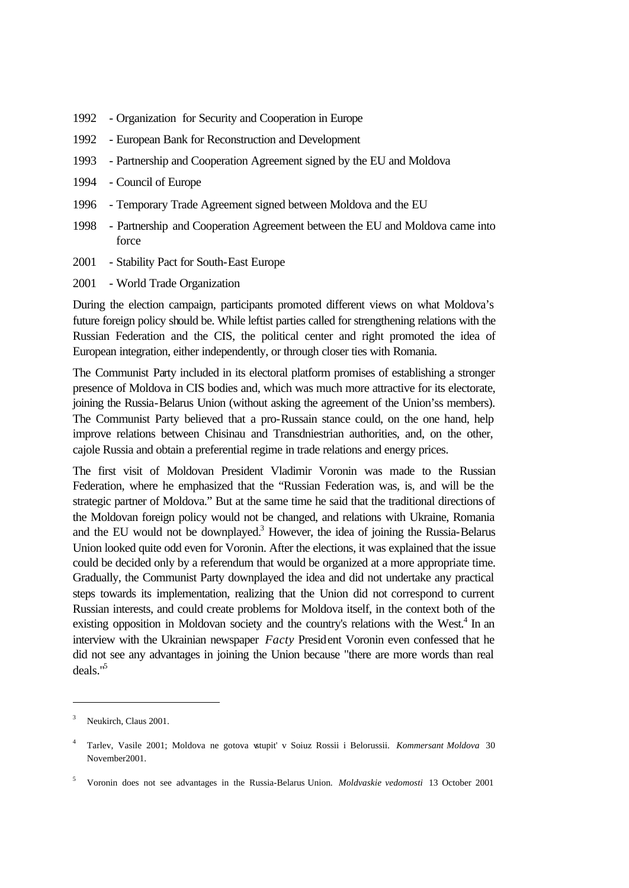1992 - Organization for Security and Cooperation in Europe

1992 - European Bank for Reconstruction and Development

1993 - Partnership and Cooperation Agreement signed by the EU and Moldova

1994 - Council of Europe

1996 - Temporary Trade Agreement signed between Moldova and the EU

1998 - Partnership and Cooperation Agreement between the EU and Moldova came into force

2001 - Stability Pact for South-East Europe

2001 - World Trade Organization

During the election campaign, participants promoted different views on what Moldova's future foreign policy should be. While leftist parties called for strengthening relations with the Russian Federation and the CIS, the political center and right promoted the idea of European integration, either independently, or through closer ties with Romania.

The Communist Party included in its electoral platform promises of establishing a stronger presence of Moldova in CIS bodies and, which was much more attractive for its electorate, joining the Russia-Belarus Union (without asking the agreement of the Union'ss members). The Communist Party believed that a pro-Russain stance could, on the one hand, help improve relations between Chisinau and Transdniestrian authorities, and, on the other, cajole Russia and obtain a preferential regime in trade relations and energy prices.

The first visit of Moldovan President Vladimir Voronin was made to the Russian Federation, where he emphasized that the "Russian Federation was, is, and will be the strategic partner of Moldova." But at the same time he said that the traditional directions of the Moldovan foreign policy would not be changed, and relations with Ukraine, Romania and the EU would not be downplayed.[3] However, the idea of joining the Russia-Belarus Union looked quite odd even for Voronin. After the elections, it was explained that the issue could be decided only by a referendum that would be organized at a more appropriate time. Gradually, the Communist Party downplayed the idea and did not undertake any practical steps towards its implementation, realizing that the Union did not correspond to current Russian interests, and could create problems for Moldova itself, in the context both of the existing opposition in Moldovan society and the country's relations with the West.[4] In an interview with the Ukrainian newspaper *Facty* President Voronin even confessed that he did not see any advantages in joining the Union because "there are more words than real deals."[5]

---

[3] Neukirch, Claus 2001.

[4] Tarlev, Vasile 2001; Moldova ne gotova vstupit' v Soiuz Rossii i Belorussii. *Kommersant Moldova* 30 November2001.

[5] Voronin does not see advantages in the Russia-Belarus Union. *Moldvaskie vedomosti* 13 October 2001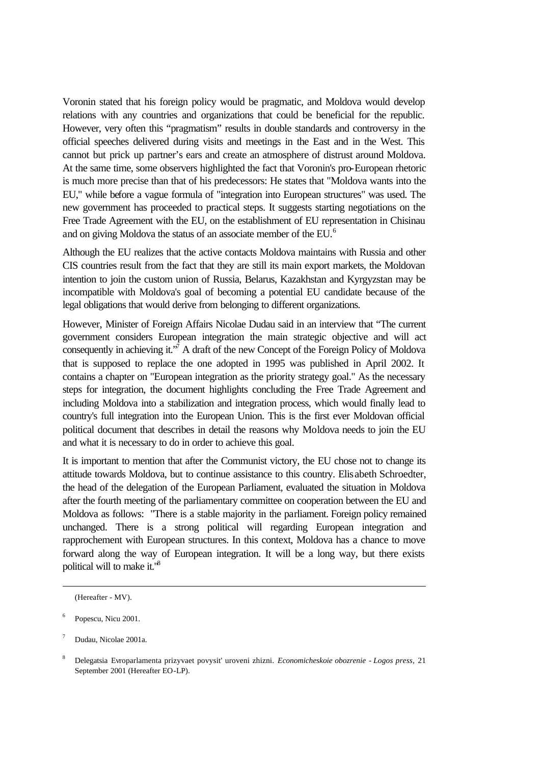Voronin stated that his foreign policy would be pragmatic, and Moldova would develop relations with any countries and organizations that could be beneficial for the republic. However, very often this "pragmatism" results in double standards and controversy in the official speeches delivered during visits and meetings in the East and in the West. This cannot but prick up partner's ears and create an atmosphere of distrust around Moldova. At the same time, some observers highlighted the fact that Voronin's pro-European rhetoric is much more precise than that of his predecessors: He states that "Moldova wants into the EU," while before a vague formula of "integration into European structures" was used. The new government has proceeded to practical steps. It suggests starting negotiations on the Free Trade Agreement with the EU, on the establishment of EU representation in Chisinau and on giving Moldova the status of an associate member of the EU.[6]

Although the EU realizes that the active contacts Moldova maintains with Russia and other CIS countries result from the fact that they are still its main export markets, the Moldovan intention to join the custom union of Russia, Belarus, Kazakhstan and Kyrgyzstan may be incompatible with Moldova's goal of becoming a potential EU candidate because of the legal obligations that would derive from belonging to different organizations.

However, Minister of Foreign Affairs Nicolae Dudau said in an interview that "The current government considers European integration the main strategic objective and will act consequently in achieving it."[7] A draft of the new Concept of the Foreign Policy of Moldova that is supposed to replace the one adopted in 1995 was published in April 2002. It contains a chapter on "European integration as the priority strategy goal." As the necessary steps for integration, the document highlights concluding the Free Trade Agreement and including Moldova into a stabilization and integration process, which would finally lead to country's full integration into the European Union. This is the first ever Moldovan official political document that describes in detail the reasons why Moldova needs to join the EU and what it is necessary to do in order to achieve this goal.

It is important to mention that after the Communist victory, the EU chose not to change its attitude towards Moldova, but to continue assistance to this country. Elisabeth Schroedter, the head of the delegation of the European Parliament, evaluated the situation in Moldova after the fourth meeting of the parliamentary committee on cooperation between the EU and Moldova as follows: "There is a stable majority in the parliament. Foreign policy remained unchanged. There is a strong political will regarding European integration and rapprochement with European structures. In this context, Moldova has a chance to move forward along the way of European integration. It will be a long way, but there exists political will to make it."[8]

---

(Hereafter - MV).

[6] Popescu, Nicu 2001.

[7] Dudau, Nicolae 2001a.

[8] Delegatsia Evroparlamenta prizyvaet povysit' uroveni zhizni. *Economicheskoie obozrenie - Logos press*, 21 September 2001 (Hereafter EO-LP).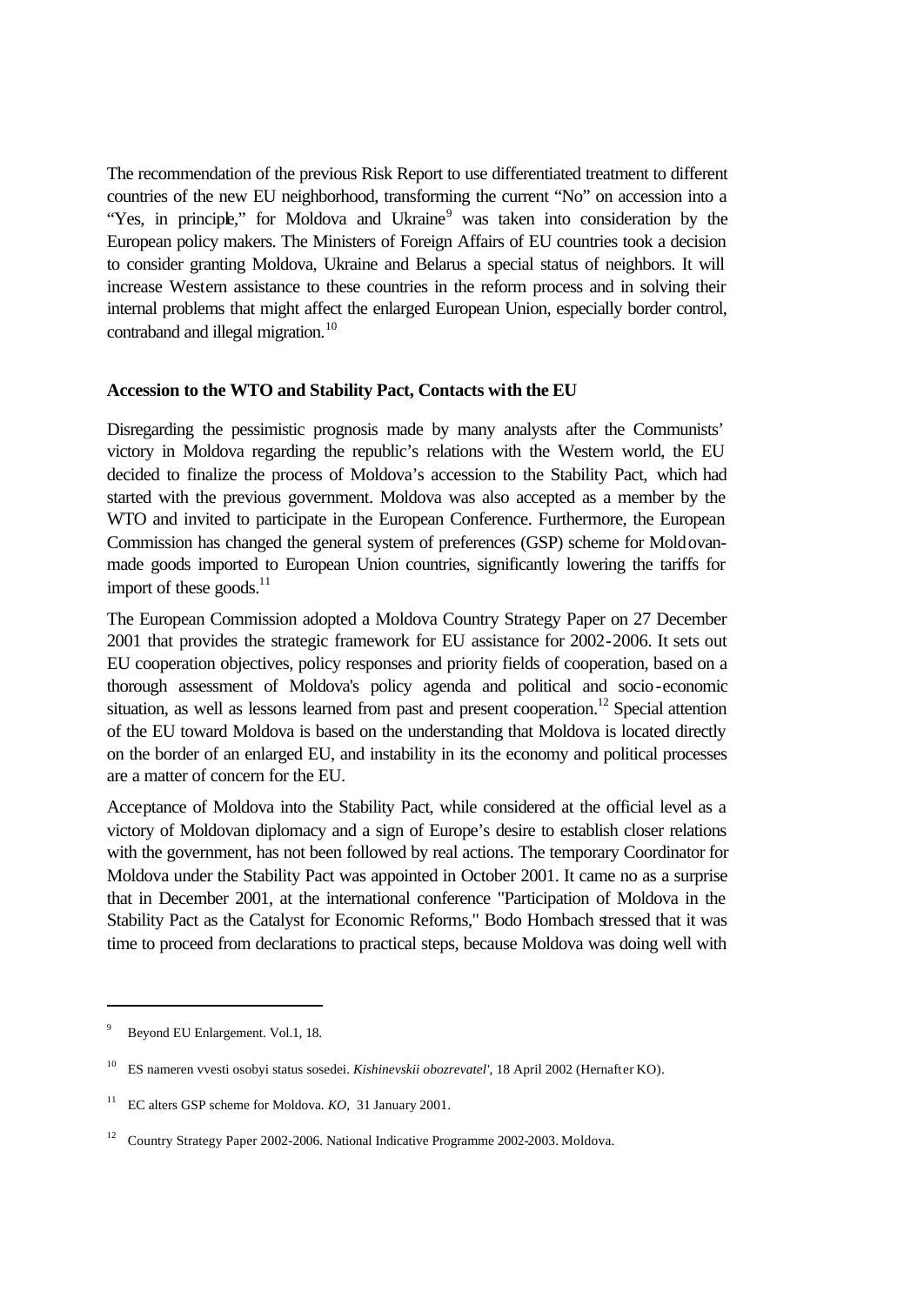The recommendation of the previous Risk Report to use differentiated treatment to different countries of the new EU neighborhood, transforming the current "No" on accession into a "Yes, in principle," for Moldova and Ukraine[9] was taken into consideration by the European policy makers. The Ministers of Foreign Affairs of EU countries took a decision to consider granting Moldova, Ukraine and Belarus a special status of neighbors. It will increase Western assistance to these countries in the reform process and in solving their internal problems that might affect the enlarged European Union, especially border control, contraband and illegal migration.[10]

**Accession to the WTO and Stability Pact, Contacts with the EU**

Disregarding the pessimistic prognosis made by many analysts after the Communists' victory in Moldova regarding the republic's relations with the Western world, the EU decided to finalize the process of Moldova's accession to the Stability Pact, which had started with the previous government. Moldova was also accepted as a member by the WTO and invited to participate in the European Conference. Furthermore, the European Commission has changed the general system of preferences (GSP) scheme for Moldovan-made goods imported to European Union countries, significantly lowering the tariffs for import of these goods.[11]

The European Commission adopted a Moldova Country Strategy Paper on 27 December 2001 that provides the strategic framework for EU assistance for 2002-2006. It sets out EU cooperation objectives, policy responses and priority fields of cooperation, based on a thorough assessment of Moldova's policy agenda and political and socio-economic situation, as well as lessons learned from past and present cooperation.[12] Special attention of the EU toward Moldova is based on the understanding that Moldova is located directly on the border of an enlarged EU, and instability in its the economy and political processes are a matter of concern for the EU.

Acceptance of Moldova into the Stability Pact, while considered at the official level as a victory of Moldovan diplomacy and a sign of Europe's desire to establish closer relations with the government, has not been followed by real actions. The temporary Coordinator for Moldova under the Stability Pact was appointed in October 2001. It came no as a surprise that in December 2001, at the international conference "Participation of Moldova in the Stability Pact as the Catalyst for Economic Reforms," Bodo Hombach stressed that it was time to proceed from declarations to practical steps, because Moldova was doing well with

---

[9] Beyond EU Enlargement. Vol.1, 18.

[10] ES nameren vvesti osobyi status sosedei. *Kishinevskii obozrevatel',* 18 April 2002 (Hernafter KO).

[11] EC alters GSP scheme for Moldova. *KO*, 31 January 2001.

[12] Country Strategy Paper 2002-2006. National Indicative Programme 2002-2003. Moldova.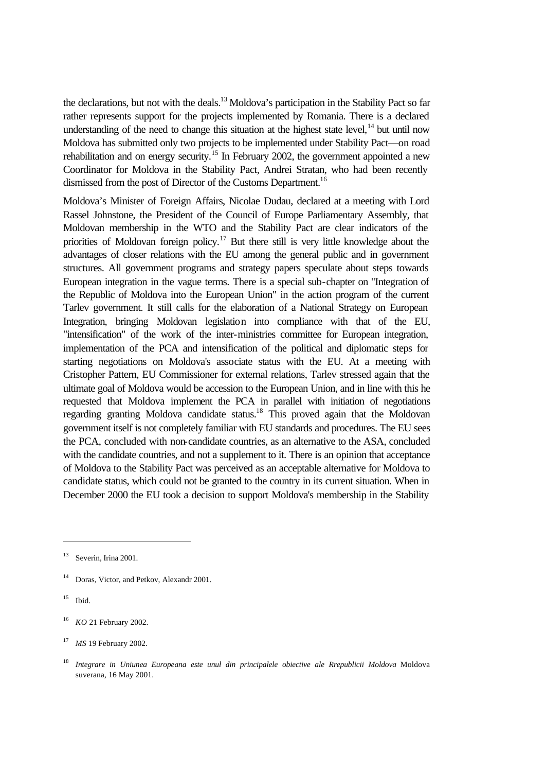the declarations, but not with the deals.[13] Moldova's participation in the Stability Pact so far rather represents support for the projects implemented by Romania. There is a declared understanding of the need to change this situation at the highest state level,[14] but until now Moldova has submitted only two projects to be implemented under Stability Pact—on road rehabilitation and on energy security.[15] In February 2002, the government appointed a new Coordinator for Moldova in the Stability Pact, Andrei Stratan, who had been recently dismissed from the post of Director of the Customs Department.[16]

Moldova's Minister of Foreign Affairs, Nicolae Dudau, declared at a meeting with Lord Rassel Johnstone, the President of the Council of Europe Parliamentary Assembly, that Moldovan membership in the WTO and the Stability Pact are clear indicators of the priorities of Moldovan foreign policy.[17] But there still is very little knowledge about the advantages of closer relations with the EU among the general public and in government structures. All government programs and strategy papers speculate about steps towards European integration in the vague terms. There is a special sub-chapter on "Integration of the Republic of Moldova into the European Union" in the action program of the current Tarlev government. It still calls for the elaboration of a National Strategy on European Integration, bringing Moldovan legislation into compliance with that of the EU, "intensification" of the work of the inter-ministries committee for European integration, implementation of the PCA and intensification of the political and diplomatic steps for starting negotiations on Moldova's associate status with the EU. At a meeting with Cristopher Pattern, EU Commissioner for external relations, Tarlev stressed again that the ultimate goal of Moldova would be accession to the European Union, and in line with this he requested that Moldova implement the PCA in parallel with initiation of negotiations regarding granting Moldova candidate status.[18] This proved again that the Moldovan government itself is not completely familiar with EU standards and procedures. The EU sees the PCA, concluded with non-candidate countries, as an alternative to the ASA, concluded with the candidate countries, and not a supplement to it. There is an opinion that acceptance of Moldova to the Stability Pact was perceived as an acceptable alternative for Moldova to candidate status, which could not be granted to the country in its current situation. When in December 2000 the EU took a decision to support Moldova's membership in the Stability

---

[13] Severin, Irina 2001.

[14] Doras, Victor, and Petkov, Alexandr 2001.

[15] Ibid.

[16] *KO* 21 February 2002.

[17] *MS* 19 February 2002.

[18] *Integrare in Uniunea Europeana este unul din principalele obiective ale Rrepublicii Moldova* Moldova suverana, 16 May 2001.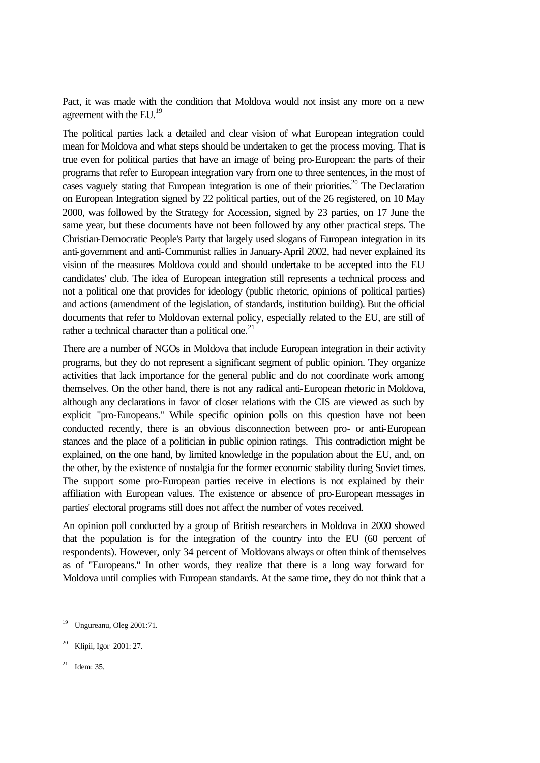Pact, it was made with the condition that Moldova would not insist any more on a new agreement with the EU.[19]

The political parties lack a detailed and clear vision of what European integration could mean for Moldova and what steps should be undertaken to get the process moving. That is true even for political parties that have an image of being pro-European: the parts of their programs that refer to European integration vary from one to three sentences, in the most of cases vaguely stating that European integration is one of their priorities.[20] The Declaration on European Integration signed by 22 political parties, out of the 26 registered, on 10 May 2000, was followed by the Strategy for Accession, signed by 23 parties, on 17 June the same year, but these documents have not been followed by any other practical steps. The Christian-Democratic People's Party that largely used slogans of European integration in its anti-government and anti-Communist rallies in January-April 2002, had never explained its vision of the measures Moldova could and should undertake to be accepted into the EU candidates' club. The idea of European integration still represents a technical process and not a political one that provides for ideology (public rhetoric, opinions of political parties) and actions (amendment of the legislation, of standards, institution building). But the official documents that refer to Moldovan external policy, especially related to the EU, are still of rather a technical character than a political one.[21]

There are a number of NGOs in Moldova that include European integration in their activity programs, but they do not represent a significant segment of public opinion. They organize activities that lack importance for the general public and do not coordinate work among themselves. On the other hand, there is not any radical anti-European rhetoric in Moldova, although any declarations in favor of closer relations with the CIS are viewed as such by explicit "pro-Europeans." While specific opinion polls on this question have not been conducted recently, there is an obvious disconnection between pro- or anti-European stances and the place of a politician in public opinion ratings. This contradiction might be explained, on the one hand, by limited knowledge in the population about the EU, and, on the other, by the existence of nostalgia for the former economic stability during Soviet times. The support some pro-European parties receive in elections is not explained by their affiliation with European values. The existence or absence of pro-European messages in parties' electoral programs still does not affect the number of votes received.

An opinion poll conducted by a group of British researchers in Moldova in 2000 showed that the population is for the integration of the country into the EU (60 percent of respondents). However, only 34 percent of Moldovans always or often think of themselves as of "Europeans." In other words, they realize that there is a long way forward for Moldova until complies with European standards. At the same time, they do not think that a

---

[19] Ungureanu, Oleg 2001:71.

[20] Klipii, Igor 2001: 27.

[21] Idem: 35.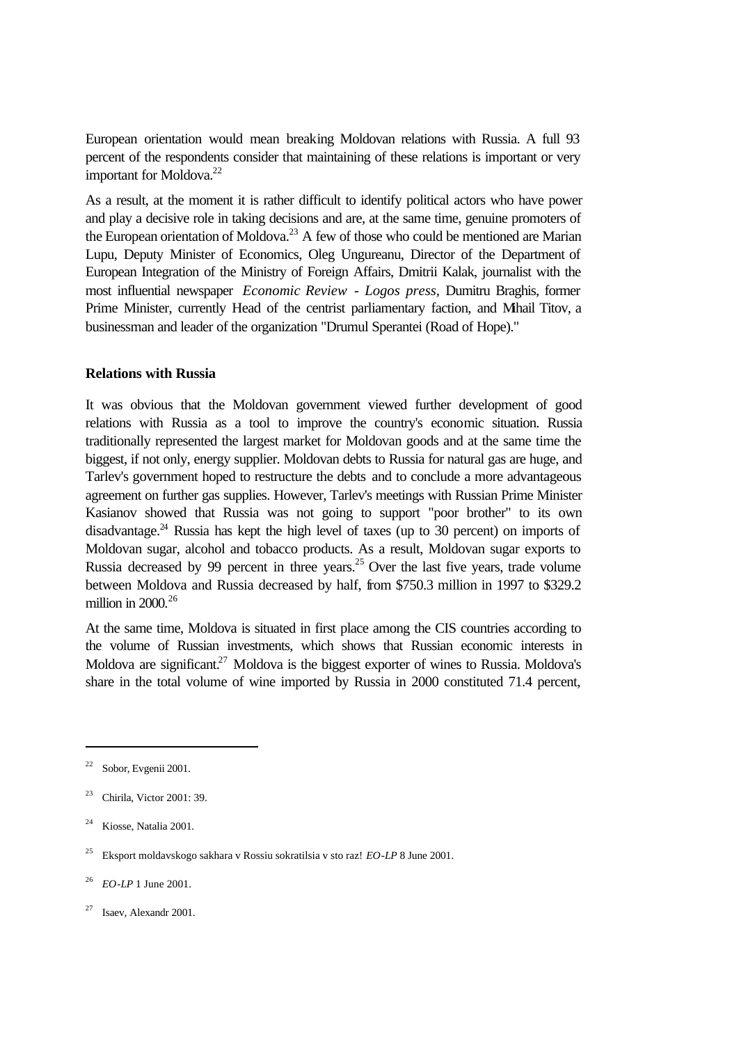European orientation would mean breaking Moldovan relations with Russia. A full 93 percent of the respondents consider that maintaining of these relations is important or very important for Moldova.[22]

As a result, at the moment it is rather difficult to identify political actors who have power and play a decisive role in taking decisions and are, at the same time, genuine promoters of the European orientation of Moldova.[23] A few of those who could be mentioned are Marian Lupu, Deputy Minister of Economics, Oleg Ungureanu, Director of the Department of European Integration of the Ministry of Foreign Affairs, Dmitrii Kalak, journalist with the most influential newspaper *Economic Review - Logos press*, Dumitru Braghis, former Prime Minister, currently Head of the centrist parliamentary faction, and Mihail Titov, a businessman and leader of the organization "Drumul Sperantei (Road of Hope)."

**Relations with Russia**

It was obvious that the Moldovan government viewed further development of good relations with Russia as a tool to improve the country's economic situation. Russia traditionally represented the largest market for Moldovan goods and at the same time the biggest, if not only, energy supplier. Moldovan debts to Russia for natural gas are huge, and Tarlev's government hoped to restructure the debts and to conclude a more advantageous agreement on further gas supplies. However, Tarlev's meetings with Russian Prime Minister Kasianov showed that Russia was not going to support "poor brother" to its own disadvantage.[24] Russia has kept the high level of taxes (up to 30 percent) on imports of Moldovan sugar, alcohol and tobacco products. As a result, Moldovan sugar exports to Russia decreased by 99 percent in three years.[25] Over the last five years, trade volume between Moldova and Russia decreased by half, from $750.3 million in 1997 to $329.2 million in 2000.[26]

At the same time, Moldova is situated in first place among the CIS countries according to the volume of Russian investments, which shows that Russian economic interests in Moldova are significant.[27] Moldova is the biggest exporter of wines to Russia. Moldova's share in the total volume of wine imported by Russia in 2000 constituted 71.4 percent,

---

[22] Sobor, Evgenii 2001.

[23] Chirila, Victor 2001: 39.

[24] Kiosse, Natalia 2001.

[25] Eksport moldavskogo sakhara v Rossiu sokratilsia v sto raz! *EO-LP* 8 June 2001.

[26] *EO-LP* 1 June 2001.

[27] Isaev, Alexandr 2001.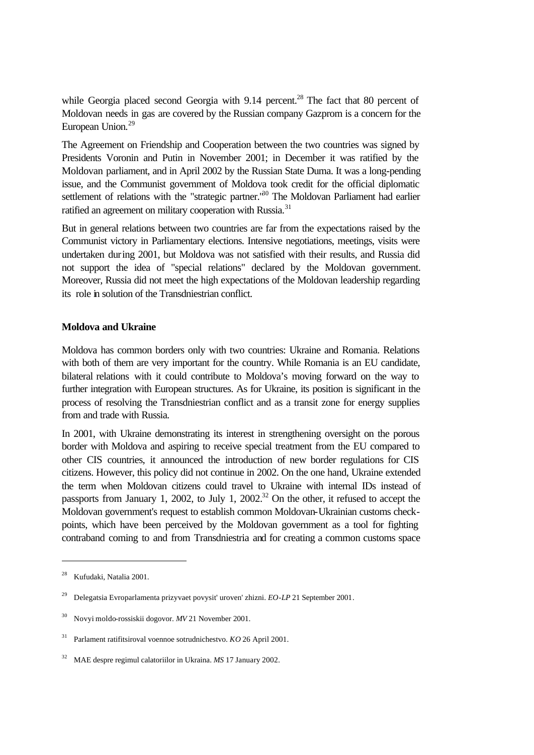while Georgia placed second Georgia with 9.14 percent.[28] The fact that 80 percent of Moldovan needs in gas are covered by the Russian company Gazprom is a concern for the European Union.[29]

The Agreement on Friendship and Cooperation between the two countries was signed by Presidents Voronin and Putin in November 2001; in December it was ratified by the Moldovan parliament, and in April 2002 by the Russian State Duma. It was a long-pending issue, and the Communist government of Moldova took credit for the official diplomatic settlement of relations with the "strategic partner."[30] The Moldovan Parliament had earlier ratified an agreement on military cooperation with Russia.[31]

But in general relations between two countries are far from the expectations raised by the Communist victory in Parliamentary elections. Intensive negotiations, meetings, visits were undertaken during 2001, but Moldova was not satisfied with their results, and Russia did not support the idea of "special relations" declared by the Moldovan government. Moreover, Russia did not meet the high expectations of the Moldovan leadership regarding its role in solution of the Transdniestrian conflict.

**Moldova and Ukraine**

Moldova has common borders only with two countries: Ukraine and Romania. Relations with both of them are very important for the country. While Romania is an EU candidate, bilateral relations with it could contribute to Moldova's moving forward on the way to further integration with European structures. As for Ukraine, its position is significant in the process of resolving the Transdniestrian conflict and as a transit zone for energy supplies from and trade with Russia.

In 2001, with Ukraine demonstrating its interest in strengthening oversight on the porous border with Moldova and aspiring to receive special treatment from the EU compared to other CIS countries, it announced the introduction of new border regulations for CIS citizens. However, this policy did not continue in 2002. On the one hand, Ukraine extended the term when Moldovan citizens could travel to Ukraine with internal IDs instead of passports from January 1, 2002, to July 1, 2002.[32] On the other, it refused to accept the Moldovan government's request to establish common Moldovan-Ukrainian customs check-points, which have been perceived by the Moldovan government as a tool for fighting contraband coming to and from Transdniestria and for creating a common customs space

---

[28] Kufudaki, Natalia 2001.

[29] Delegatsia Evroparlamenta prizyvaet povysit' uroven' zhizni. *EO-LP* 21 September 2001.

[30] Novyi moldo-rossiskii dogovor. *MV* 21 November 2001.

[31] Parlament ratifitsiroval voennoe sotrudnichestvo. *KO* 26 April 2001.

[32] MAE despre regimul calatoriilor in Ukraina. *MS* 17 January 2002.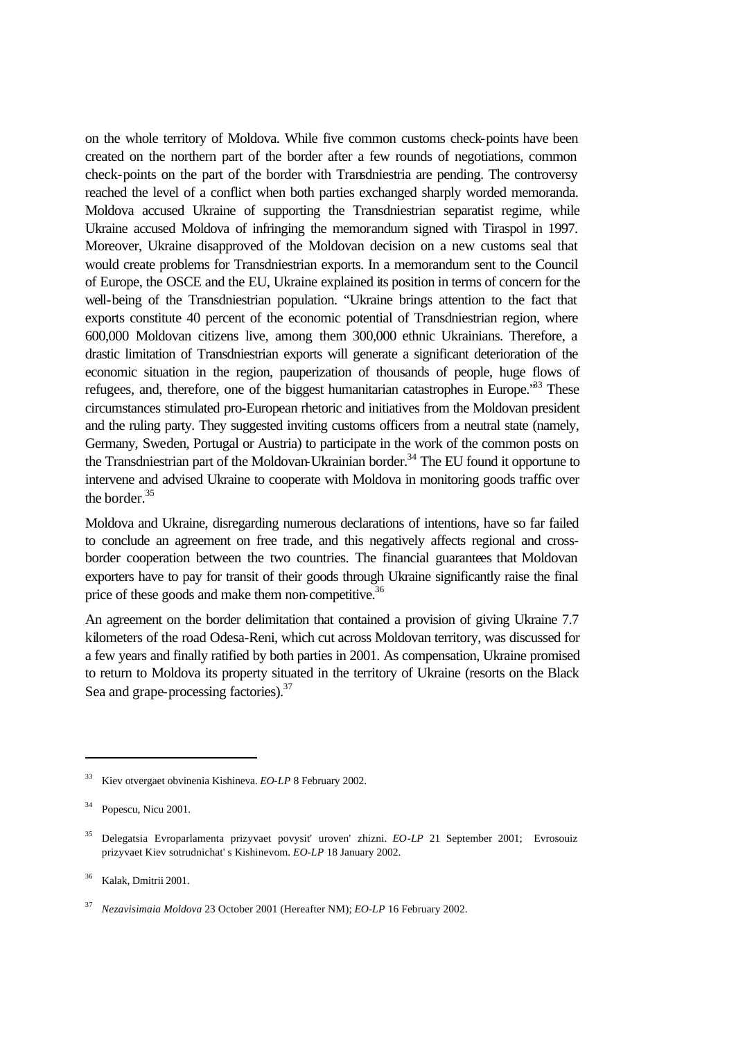on the whole territory of Moldova. While five common customs check-points have been created on the northern part of the border after a few rounds of negotiations, common check-points on the part of the border with Transdniestria are pending. The controversy reached the level of a conflict when both parties exchanged sharply worded memoranda. Moldova accused Ukraine of supporting the Transdniestrian separatist regime, while Ukraine accused Moldova of infringing the memorandum signed with Tiraspol in 1997. Moreover, Ukraine disapproved of the Moldovan decision on a new customs seal that would create problems for Transdniestrian exports. In a memorandum sent to the Council of Europe, the OSCE and the EU, Ukraine explained its position in terms of concern for the well-being of the Transdniestrian population. "Ukraine brings attention to the fact that exports constitute 40 percent of the economic potential of Transdniestrian region, where 600,000 Moldovan citizens live, among them 300,000 ethnic Ukrainians. Therefore, a drastic limitation of Transdniestrian exports will generate a significant deterioration of the economic situation in the region, pauperization of thousands of people, huge flows of refugees, and, therefore, one of the biggest humanitarian catastrophes in Europe."[33] These circumstances stimulated pro-European rhetoric and initiatives from the Moldovan president and the ruling party. They suggested inviting customs officers from a neutral state (namely, Germany, Sweden, Portugal or Austria) to participate in the work of the common posts on the Transdniestrian part of the Moldovan-Ukrainian border.[34] The EU found it opportune to intervene and advised Ukraine to cooperate with Moldova in monitoring goods traffic over the border.[35]

Moldova and Ukraine, disregarding numerous declarations of intentions, have so far failed to conclude an agreement on free trade, and this negatively affects regional and cross-border cooperation between the two countries. The financial guarantees that Moldovan exporters have to pay for transit of their goods through Ukraine significantly raise the final price of these goods and make them non-competitive.[36]

An agreement on the border delimitation that contained a provision of giving Ukraine 7.7 kilometers of the road Odesa-Reni, which cut across Moldovan territory, was discussed for a few years and finally ratified by both parties in 2001. As compensation, Ukraine promised to return to Moldova its property situated in the territory of Ukraine (resorts on the Black Sea and grape-processing factories).[37]

---

[33] Kiev otvergaet obvinenia Kishineva. *EO-LP* 8 February 2002.

[34] Popescu, Nicu 2001.

[35] Delegatsia Evroparlamenta prizyvaet povysit' uroven' zhizni. *EO-LP* 21 September 2001; Evrosouiz prizyvaet Kiev sotrudnichat' s Kishinevom. *EO-LP* 18 January 2002.

[36] Kalak, Dmitrii 2001.

[37] *Nezavisimaia Moldova* 23 October 2001 (Hereafter NM); *EO-LP* 16 February 2002.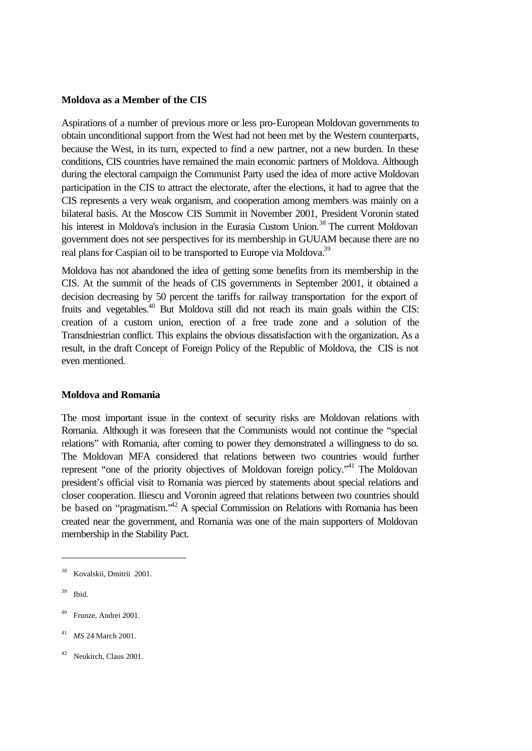**Moldova as a Member of the CIS**

Aspirations of a number of previous more or less pro-European Moldovan governments to obtain unconditional support from the West had not been met by the Western counterparts, because the West, in its turn, expected to find a new partner, not a new burden. In these conditions, CIS countries have remained the main economic partners of Moldova. Although during the electoral campaign the Communist Party used the idea of more active Moldovan participation in the CIS to attract the electorate, after the elections, it had to agree that the CIS represents a very weak organism, and cooperation among members was mainly on a bilateral basis. At the Moscow CIS Summit in November 2001, President Voronin stated his interest in Moldova's inclusion in the Eurasia Custom Union.[38] The current Moldovan government does not see perspectives for its membership in GUUAM because there are no real plans for Caspian oil to be transported to Europe via Moldova.[39]

Moldova has not abandoned the idea of getting some benefits from its membership in the CIS. At the summit of the heads of CIS governments in September 2001, it obtained a decision decreasing by 50 percent the tariffs for railway transportation for the export of fruits and vegetables.[40] But Moldova still did not reach its main goals within the CIS: creation of a custom union, erection of a free trade zone and a solution of the Transdniestrian conflict. This explains the obvious dissatisfaction with the organization. As a result, in the draft Concept of Foreign Policy of the Republic of Moldova, the CIS is not even mentioned.

**Moldova and Romania**

The most important issue in the context of security risks are Moldovan relations with Romania. Although it was foreseen that the Communists would not continue the "special relations" with Romania, after coming to power they demonstrated a willingness to do so. The Moldovan MFA considered that relations between two countries would further represent "one of the priority objectives of Moldovan foreign policy."[41] The Moldovan president's official visit to Romania was pierced by statements about special relations and closer cooperation. Iliescu and Voronin agreed that relations between two countries should be based on "pragmatism."[42] A special Commission on Relations with Romania has been created near the government, and Romania was one of the main supporters of Moldovan membership in the Stability Pact.

---

[38] Kovalskii, Dmitrii 2001.

[39] Ibid.

[40] Frunze, Andrei 2001.

[41] *MS* 24 March 2001.

[42] Neukirch, Claus 2001.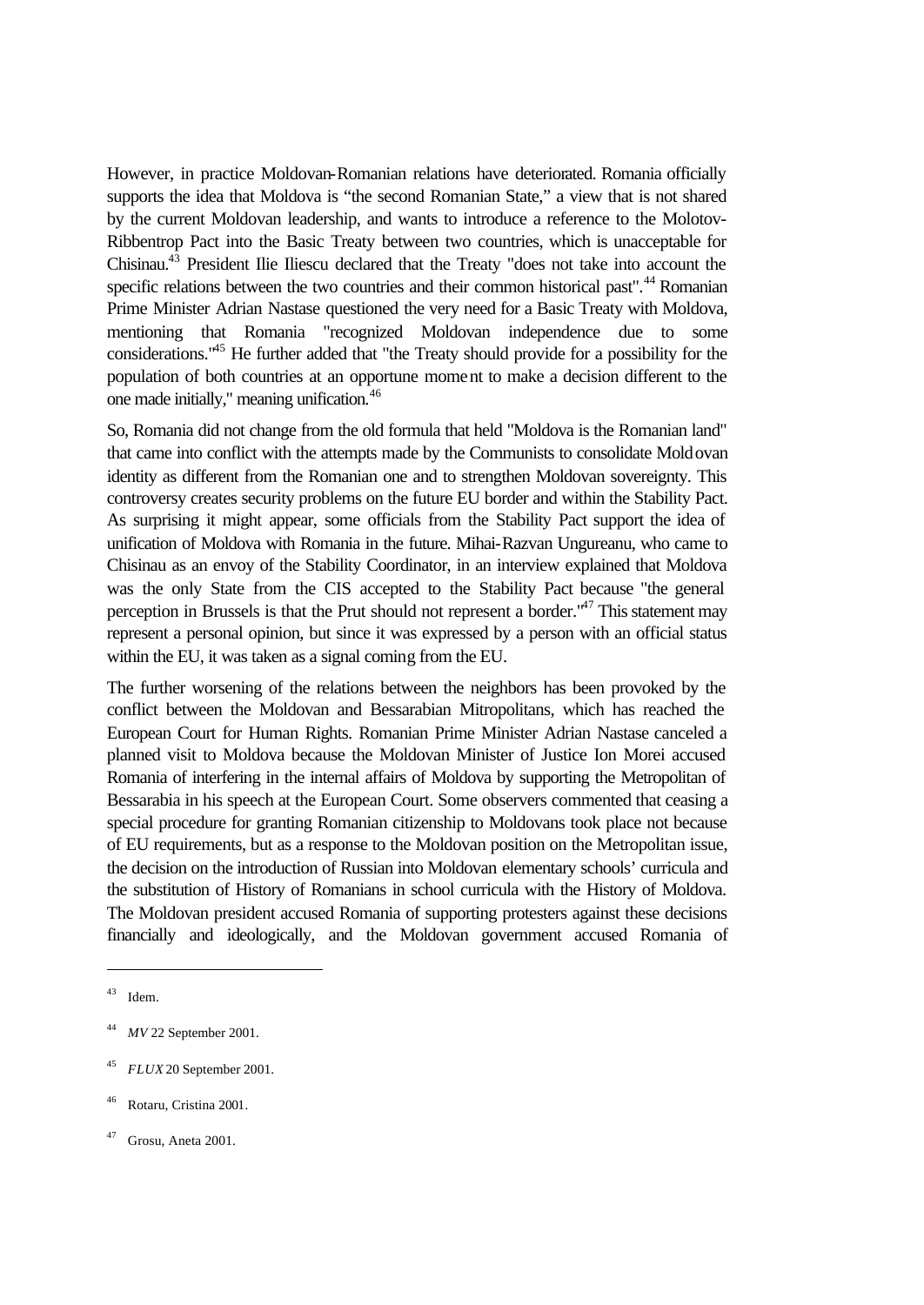However, in practice Moldovan-Romanian relations have deteriorated. Romania officially supports the idea that Moldova is "the second Romanian State," a view that is not shared by the current Moldovan leadership, and wants to introduce a reference to the Molotov-Ribbentrop Pact into the Basic Treaty between two countries, which is unacceptable for Chisinau.[43] President Ilie Iliescu declared that the Treaty "does not take into account the specific relations between the two countries and their common historical past".[44] Romanian Prime Minister Adrian Nastase questioned the very need for a Basic Treaty with Moldova, mentioning that Romania "recognized Moldovan independence due to some considerations."[45] He further added that "the Treaty should provide for a possibility for the population of both countries at an opportune moment to make a decision different to the one made initially," meaning unification.[46]

So, Romania did not change from the old formula that held "Moldova is the Romanian land" that came into conflict with the attempts made by the Communists to consolidate Moldovan identity as different from the Romanian one and to strengthen Moldovan sovereignty. This controversy creates security problems on the future EU border and within the Stability Pact. As surprising it might appear, some officials from the Stability Pact support the idea of unification of Moldova with Romania in the future. Mihai-Razvan Ungureanu, who came to Chisinau as an envoy of the Stability Coordinator, in an interview explained that Moldova was the only State from the CIS accepted to the Stability Pact because "the general perception in Brussels is that the Prut should not represent a border."[47] This statement may represent a personal opinion, but since it was expressed by a person with an official status within the EU, it was taken as a signal coming from the EU.

The further worsening of the relations between the neighbors has been provoked by the conflict between the Moldovan and Bessarabian Mitropolitans, which has reached the European Court for Human Rights. Romanian Prime Minister Adrian Nastase canceled a planned visit to Moldova because the Moldovan Minister of Justice Ion Morei accused Romania of interfering in the internal affairs of Moldova by supporting the Metropolitan of Bessarabia in his speech at the European Court. Some observers commented that ceasing a special procedure for granting Romanian citizenship to Moldovans took place not because of EU requirements, but as a response to the Moldovan position on the Metropolitan issue, the decision on the introduction of Russian into Moldovan elementary schools' curricula and the substitution of History of Romanians in school curricula with the History of Moldova. The Moldovan president accused Romania of supporting protesters against these decisions financially and ideologically, and the Moldovan government accused Romania of

---

[43] Idem.

[44] *MV* 22 September 2001.

[45] *FLUX* 20 September 2001.

[46] Rotaru, Cristina 2001.

[47] Grosu, Aneta 2001.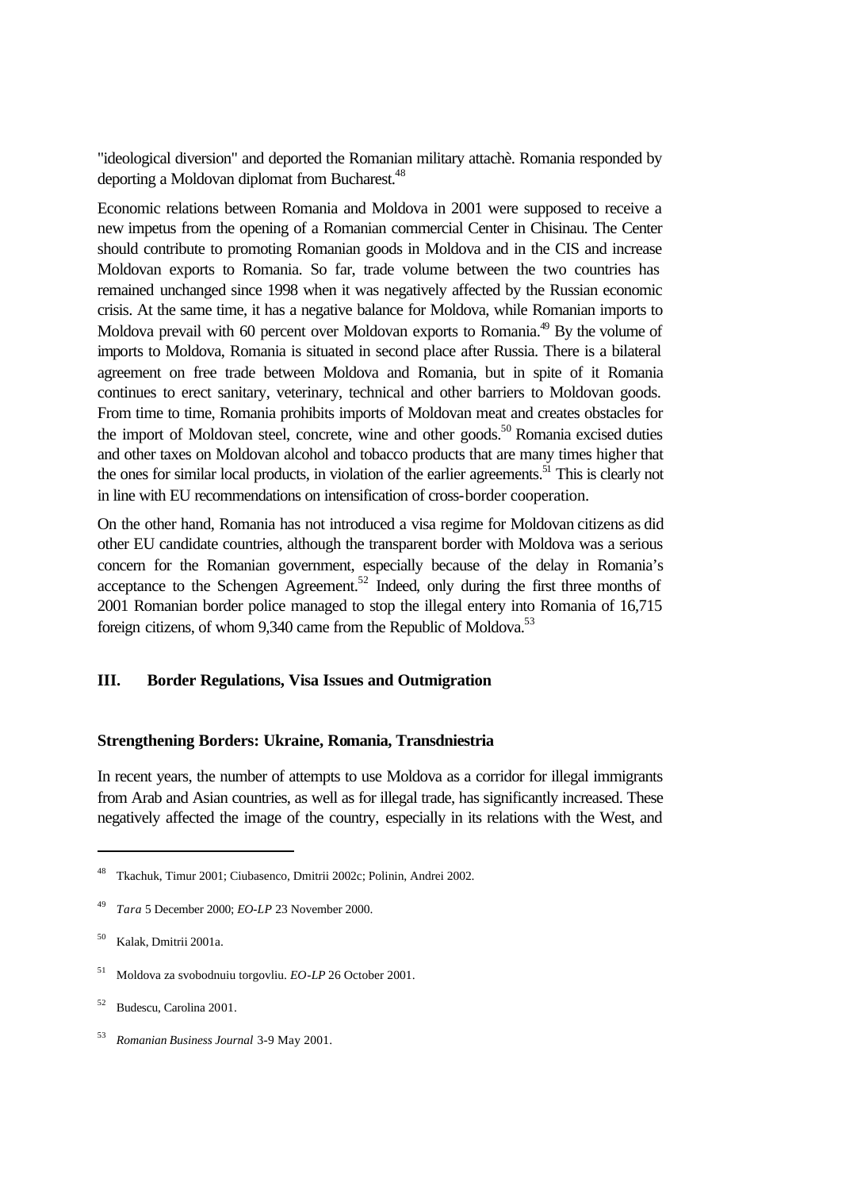"ideological diversion" and deported the Romanian military attachè. Romania responded by deporting a Moldovan diplomat from Bucharest.[48]

Economic relations between Romania and Moldova in 2001 were supposed to receive a new impetus from the opening of a Romanian commercial Center in Chisinau. The Center should contribute to promoting Romanian goods in Moldova and in the CIS and increase Moldovan exports to Romania. So far, trade volume between the two countries has remained unchanged since 1998 when it was negatively affected by the Russian economic crisis. At the same time, it has a negative balance for Moldova, while Romanian imports to Moldova prevail with 60 percent over Moldovan exports to Romania.[49] By the volume of imports to Moldova, Romania is situated in second place after Russia. There is a bilateral agreement on free trade between Moldova and Romania, but in spite of it Romania continues to erect sanitary, veterinary, technical and other barriers to Moldovan goods. From time to time, Romania prohibits imports of Moldovan meat and creates obstacles for the import of Moldovan steel, concrete, wine and other goods.[50] Romania excised duties and other taxes on Moldovan alcohol and tobacco products that are many times higher that the ones for similar local products, in violation of the earlier agreements.[51] This is clearly not in line with EU recommendations on intensification of cross-border cooperation.

On the other hand, Romania has not introduced a visa regime for Moldovan citizens as did other EU candidate countries, although the transparent border with Moldova was a serious concern for the Romanian government, especially because of the delay in Romania's acceptance to the Schengen Agreement.[52] Indeed, only during the first three months of 2001 Romanian border police managed to stop the illegal entery into Romania of 16,715 foreign citizens, of whom 9,340 came from the Republic of Moldova.[53]

## III. Border Regulations, Visa Issues and Outmigration

### Strengthening Borders: Ukraine, Romania, Transdniestria

In recent years, the number of attempts to use Moldova as a corridor for illegal immigrants from Arab and Asian countries, as well as for illegal trade, has significantly increased. These negatively affected the image of the country, especially in its relations with the West, and

---

48 Tkachuk, Timur 2001; Ciubasenco, Dmitrii 2002c; Polinin, Andrei 2002.

49 *Tara* 5 December 2000; *EO-LP* 23 November 2000.

50 Kalak, Dmitrii 2001a.

51 Moldova za svobodnuiu torgovliu. *EO-LP* 26 October 2001.

52 Budescu, Carolina 2001.

53 *Romanian Business Journal* 3-9 May 2001.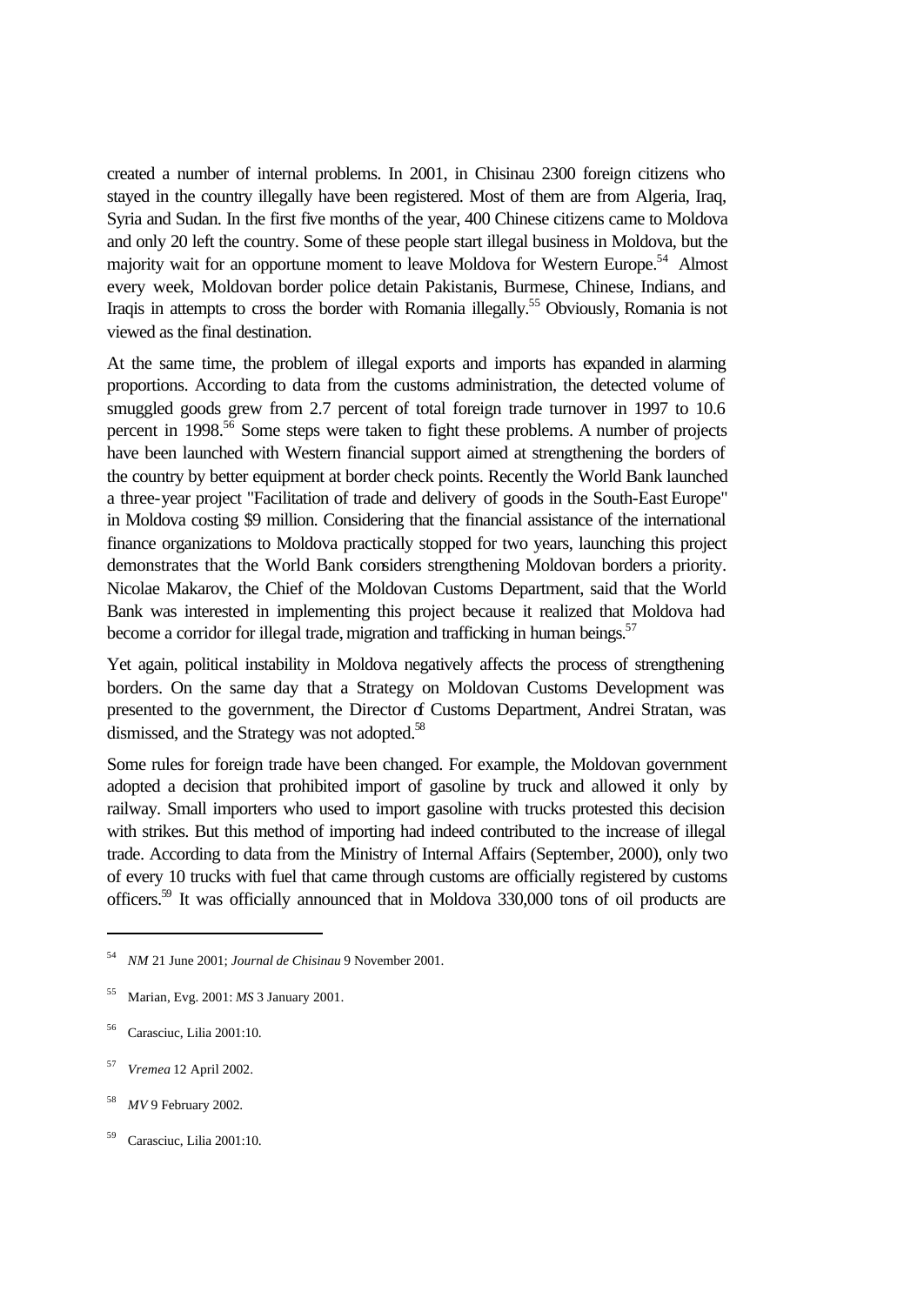created a number of internal problems. In 2001, in Chisinau 2300 foreign citizens who stayed in the country illegally have been registered. Most of them are from Algeria, Iraq, Syria and Sudan. In the first five months of the year, 400 Chinese citizens came to Moldova and only 20 left the country. Some of these people start illegal business in Moldova, but the majority wait for an opportune moment to leave Moldova for Western Europe.[54] Almost every week, Moldovan border police detain Pakistanis, Burmese, Chinese, Indians, and Iraqis in attempts to cross the border with Romania illegally.[55] Obviously, Romania is not viewed as the final destination.

At the same time, the problem of illegal exports and imports has expanded in alarming proportions. According to data from the customs administration, the detected volume of smuggled goods grew from 2.7 percent of total foreign trade turnover in 1997 to 10.6 percent in 1998.[56] Some steps were taken to fight these problems. A number of projects have been launched with Western financial support aimed at strengthening the borders of the country by better equipment at border check points. Recently the World Bank launched a three-year project "Facilitation of trade and delivery of goods in the South-East Europe" in Moldova costing $9 million. Considering that the financial assistance of the international finance organizations to Moldova practically stopped for two years, launching this project demonstrates that the World Bank considers strengthening Moldovan borders a priority. Nicolae Makarov, the Chief of the Moldovan Customs Department, said that the World Bank was interested in implementing this project because it realized that Moldova had become a corridor for illegal trade, migration and trafficking in human beings.[57]

Yet again, political instability in Moldova negatively affects the process of strengthening borders. On the same day that a Strategy on Moldovan Customs Development was presented to the government, the Director of Customs Department, Andrei Stratan, was dismissed, and the Strategy was not adopted.[58]

Some rules for foreign trade have been changed. For example, the Moldovan government adopted a decision that prohibited import of gasoline by truck and allowed it only by railway. Small importers who used to import gasoline with trucks protested this decision with strikes. But this method of importing had indeed contributed to the increase of illegal trade. According to data from the Ministry of Internal Affairs (September, 2000), only two of every 10 trucks with fuel that came through customs are officially registered by customs officers.[59] It was officially announced that in Moldova 330,000 tons of oil products are

---

[54] *NM* 21 June 2001; *Journal de Chisinau* 9 November 2001.

[55] Marian, Evg. 2001: *MS* 3 January 2001.

[56] Carasciuc, Lilia 2001:10.

[57] *Vremea* 12 April 2002.

[58] *MV* 9 February 2002.

[59] Carasciuc, Lilia 2001:10.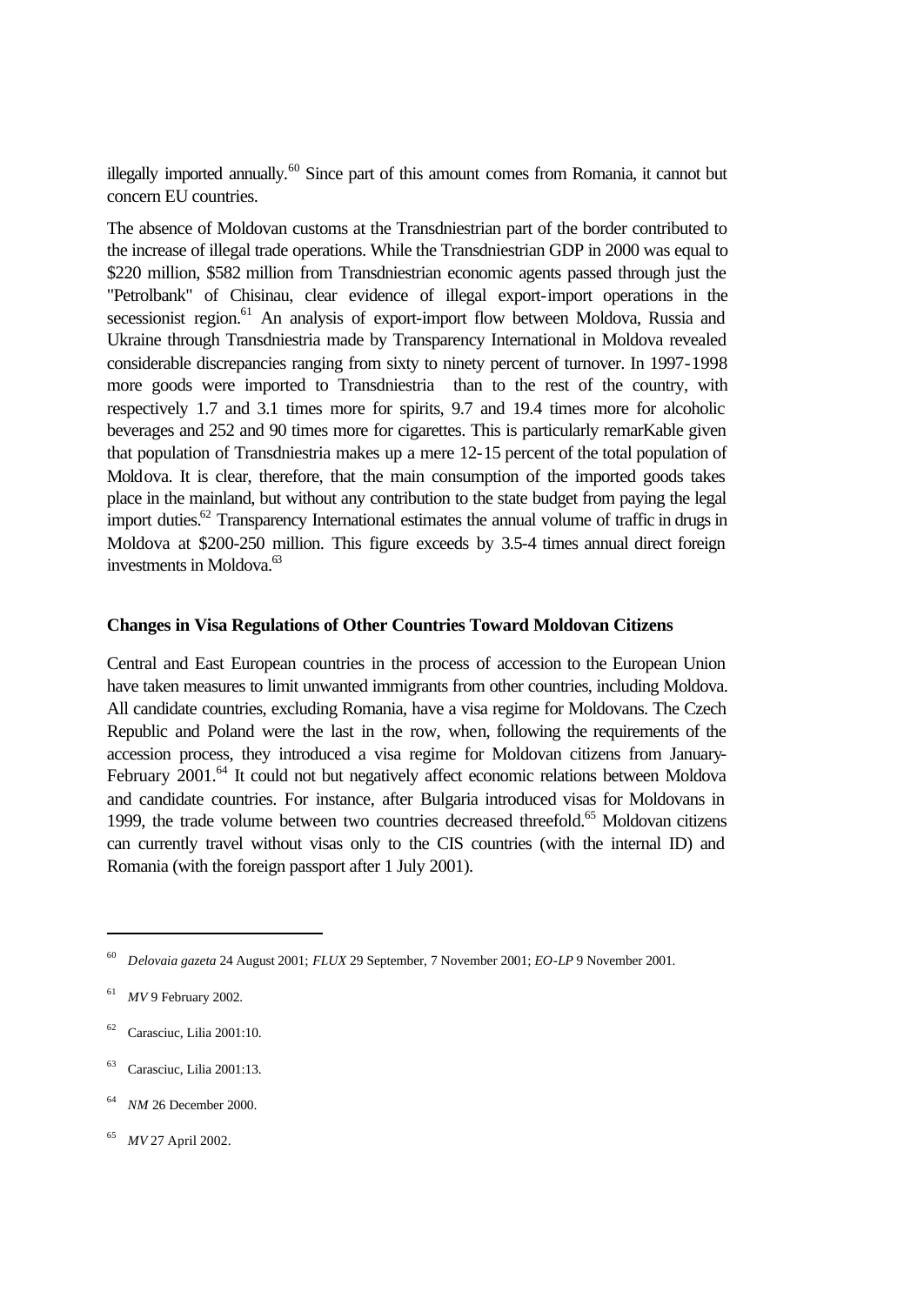illegally imported annually.[60] Since part of this amount comes from Romania, it cannot but concern EU countries.

The absence of Moldovan customs at the Transdniestrian part of the border contributed to the increase of illegal trade operations. While the Transdniestrian GDP in 2000 was equal to $220 million, $582 million from Transdniestrian economic agents passed through just the "Petrolbank" of Chisinau, clear evidence of illegal export-import operations in the secessionist region.[61] An analysis of export-import flow between Moldova, Russia and Ukraine through Transdniestria made by Transparency International in Moldova revealed considerable discrepancies ranging from sixty to ninety percent of turnover. In 1997-1998 more goods were imported to Transdniestria than to the rest of the country, with respectively 1.7 and 3.1 times more for spirits, 9.7 and 19.4 times more for alcoholic beverages and 252 and 90 times more for cigarettes. This is particularly remarKable given that population of Transdniestria makes up a mere 12-15 percent of the total population of Moldova. It is clear, therefore, that the main consumption of the imported goods takes place in the mainland, but without any contribution to the state budget from paying the legal import duties.[62] Transparency International estimates the annual volume of traffic in drugs in Moldova at $200-250 million. This figure exceeds by 3.5-4 times annual direct foreign investments in Moldova.[63]

**Changes in Visa Regulations of Other Countries Toward Moldovan Citizens**

Central and East European countries in the process of accession to the European Union have taken measures to limit unwanted immigrants from other countries, including Moldova. All candidate countries, excluding Romania, have a visa regime for Moldovans. The Czech Republic and Poland were the last in the row, when, following the requirements of the accession process, they introduced a visa regime for Moldovan citizens from January-February 2001.[64] It could not but negatively affect economic relations between Moldova and candidate countries. For instance, after Bulgaria introduced visas for Moldovans in 1999, the trade volume between two countries decreased threefold.[65] Moldovan citizens can currently travel without visas only to the CIS countries (with the internal ID) and Romania (with the foreign passport after 1 July 2001).

---

[60] *Delovaia gazeta* 24 August 2001; *FLUX* 29 September, 7 November 2001; *EO-LP* 9 November 2001.

[61] *MV* 9 February 2002.

[62] Carasciuc, Lilia 2001:10.

[63] Carasciuc, Lilia 2001:13.

[64] *NM* 26 December 2000.

[65] *MV* 27 April 2002.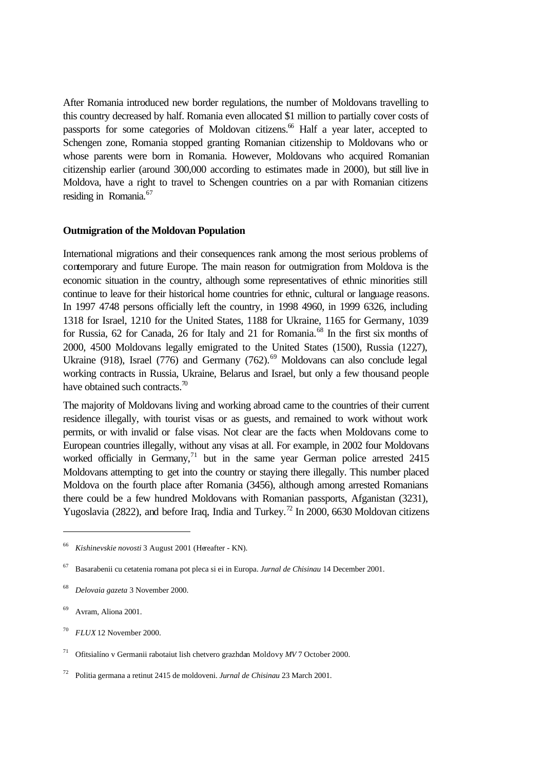After Romania introduced new border regulations, the number of Moldovans travelling to this country decreased by half. Romania even allocated $1 million to partially cover costs of passports for some categories of Moldovan citizens.[66] Half a year later, accepted to Schengen zone, Romania stopped granting Romanian citizenship to Moldovans who or whose parents were born in Romania. However, Moldovans who acquired Romanian citizenship earlier (around 300,000 according to estimates made in 2000), but still live in Moldova, have a right to travel to Schengen countries on a par with Romanian citizens residing in Romania.[67]

**Outmigration of the Moldovan Population**

International migrations and their consequences rank among the most serious problems of contemporary and future Europe. The main reason for outmigration from Moldova is the economic situation in the country, although some representatives of ethnic minorities still continue to leave for their historical home countries for ethnic, cultural or language reasons. In 1997 4748 persons officially left the country, in 1998 4960, in 1999 6326, including 1318 for Israel, 1210 for the United States, 1188 for Ukraine, 1165 for Germany, 1039 for Russia, 62 for Canada, 26 for Italy and 21 for Romania.[68] In the first six months of 2000, 4500 Moldovans legally emigrated to the United States (1500), Russia (1227), Ukraine (918), Israel (776) and Germany (762).[69] Moldovans can also conclude legal working contracts in Russia, Ukraine, Belarus and Israel, but only a few thousand people have obtained such contracts.[70]

The majority of Moldovans living and working abroad came to the countries of their current residence illegally, with tourist visas or as guests, and remained to work without work permits, or with invalid or false visas. Not clear are the facts when Moldovans come to European countries illegally, without any visas at all. For example, in 2002 four Moldovans worked officially in Germany,[71] but in the same year German police arrested 2415 Moldovans attempting to get into the country or staying there illegally. This number placed Moldova on the fourth place after Romania (3456), although among arrested Romanians there could be a few hundred Moldovans with Romanian passports, Afganistan (3231), Yugoslavia (2822), and before Iraq, India and Turkey.[72] In 2000, 6630 Moldovan citizens

---

[66] *Kishinevskie novosti* 3 August 2001 (Hereafter - KN).

[67] Basarabenii cu cetatenia romana pot pleca si ei in Europa. *Jurnal de Chisinau* 14 December 2001.

[68] *Delovaia gazeta* 3 November 2000.

[69] Avram, Aliona 2001.

[70] *FLUX* 12 November 2000.

[71] Ofitsialíno v Germanii rabotaiut lish chetvero grazhdan Moldovy *MV* 7 October 2000.

[72] Politia germana a retinut 2415 de moldoveni. *Jurnal de Chisinau* 23 March 2001.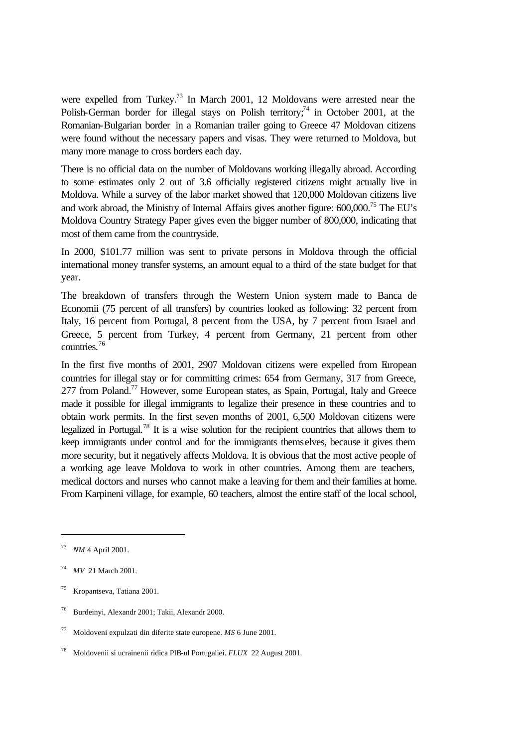were expelled from Turkey.[73] In March 2001, 12 Moldovans were arrested near the Polish-German border for illegal stays on Polish territory;[74] in October 2001, at the Romanian-Bulgarian border in a Romanian trailer going to Greece 47 Moldovan citizens were found without the necessary papers and visas. They were returned to Moldova, but many more manage to cross borders each day.

There is no official data on the number of Moldovans working illegally abroad. According to some estimates only 2 out of 3.6 officially registered citizens might actually live in Moldova. While a survey of the labor market showed that 120,000 Moldovan citizens live and work abroad, the Ministry of Internal Affairs gives another figure: 600,000.[75] The EU's Moldova Country Strategy Paper gives even the bigger number of 800,000, indicating that most of them came from the countryside.

In 2000, $101.77 million was sent to private persons in Moldova through the official international money transfer systems, an amount equal to a third of the state budget for that year.

The breakdown of transfers through the Western Union system made to Banca de Economii (75 percent of all transfers) by countries looked as following: 32 percent from Italy, 16 percent from Portugal, 8 percent from the USA, by 7 percent from Israel and Greece, 5 percent from Turkey, 4 percent from Germany, 21 percent from other countries.[76]

In the first five months of 2001, 2907 Moldovan citizens were expelled from European countries for illegal stay or for committing crimes: 654 from Germany, 317 from Greece, 277 from Poland.[77] However, some European states, as Spain, Portugal, Italy and Greece made it possible for illegal immigrants to legalize their presence in these countries and to obtain work permits. In the first seven months of 2001, 6,500 Moldovan citizens were legalized in Portugal.[78] It is a wise solution for the recipient countries that allows them to keep immigrants under control and for the immigrants themselves, because it gives them more security, but it negatively affects Moldova. It is obvious that the most active people of a working age leave Moldova to work in other countries. Among them are teachers, medical doctors and nurses who cannot make a leaving for them and their families at home. From Karpineni village, for example, 60 teachers, almost the entire staff of the local school,

---

[73] *NM* 4 April 2001.

[74] *MV* 21 March 2001.

[75] Kropantseva, Tatiana 2001.

[76] Burdeinyi, Alexandr 2001; Takii, Alexandr 2000.

[77] Moldoveni expulzati din diferite state europene. *MS* 6 June 2001.

[78] Moldovenii si ucrainenii ridica PIB-ul Portugaliei. *FLUX* 22 August 2001.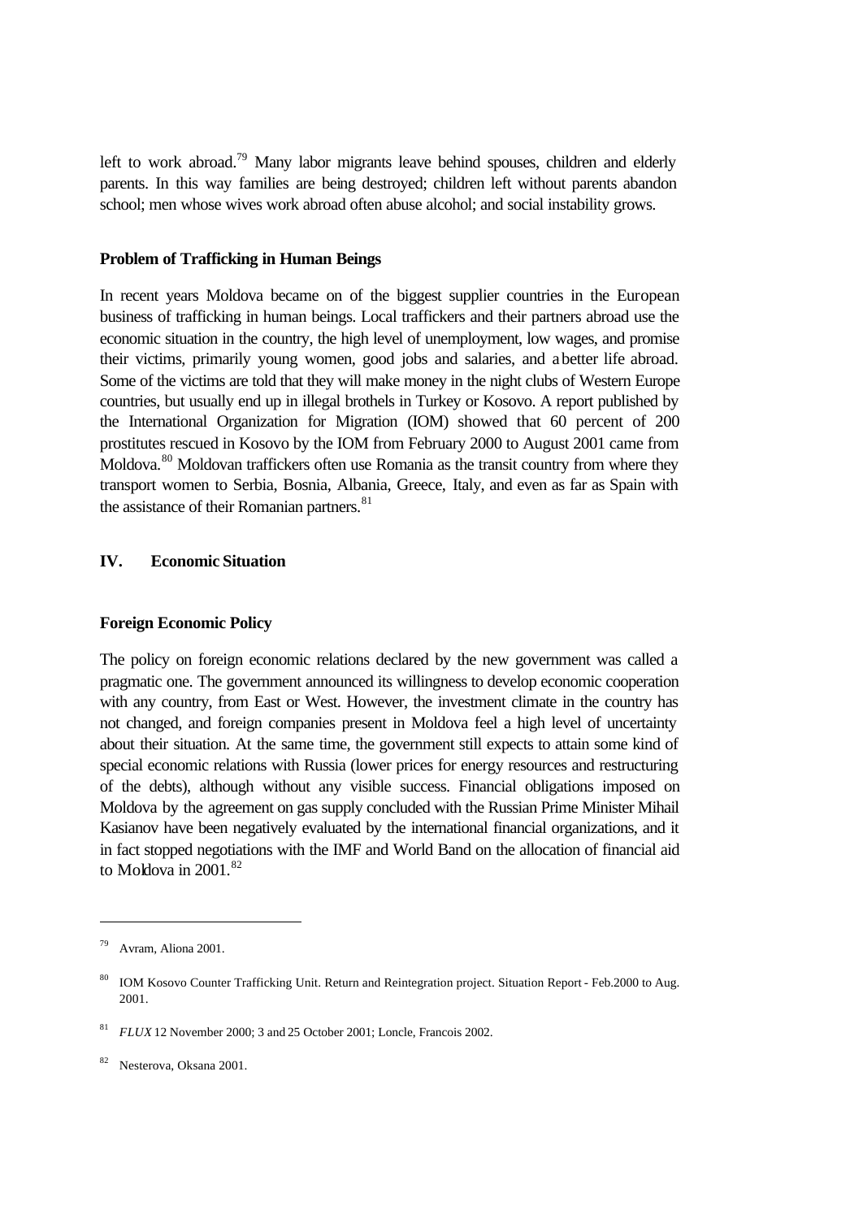left to work abroad.[79] Many labor migrants leave behind spouses, children and elderly parents. In this way families are being destroyed; children left without parents abandon school; men whose wives work abroad often abuse alcohol; and social instability grows.

**Problem of Trafficking in Human Beings**

In recent years Moldova became on of the biggest supplier countries in the European business of trafficking in human beings. Local traffickers and their partners abroad use the economic situation in the country, the high level of unemployment, low wages, and promise their victims, primarily young women, good jobs and salaries, and a better life abroad. Some of the victims are told that they will make money in the night clubs of Western Europe countries, but usually end up in illegal brothels in Turkey or Kosovo. A report published by the International Organization for Migration (IOM) showed that 60 percent of 200 prostitutes rescued in Kosovo by the IOM from February 2000 to August 2001 came from Moldova.[80] Moldovan traffickers often use Romania as the transit country from where they transport women to Serbia, Bosnia, Albania, Greece, Italy, and even as far as Spain with the assistance of their Romanian partners.[81]

## IV. Economic Situation

**Foreign Economic Policy**

The policy on foreign economic relations declared by the new government was called a pragmatic one. The government announced its willingness to develop economic cooperation with any country, from East or West. However, the investment climate in the country has not changed, and foreign companies present in Moldova feel a high level of uncertainty about their situation. At the same time, the government still expects to attain some kind of special economic relations with Russia (lower prices for energy resources and restructuring of the debts), although without any visible success. Financial obligations imposed on Moldova by the agreement on gas supply concluded with the Russian Prime Minister Mihail Kasianov have been negatively evaluated by the international financial organizations, and it in fact stopped negotiations with the IMF and World Band on the allocation of financial aid to Moldova in 2001.[82]

---

[79] Avram, Aliona 2001.

[80] IOM Kosovo Counter Trafficking Unit. Return and Reintegration project. Situation Report - Feb.2000 to Aug. 2001.

[81] *FLUX* 12 November 2000; 3 and 25 October 2001; Loncle, Francois 2002.

[82] Nesterova, Oksana 2001.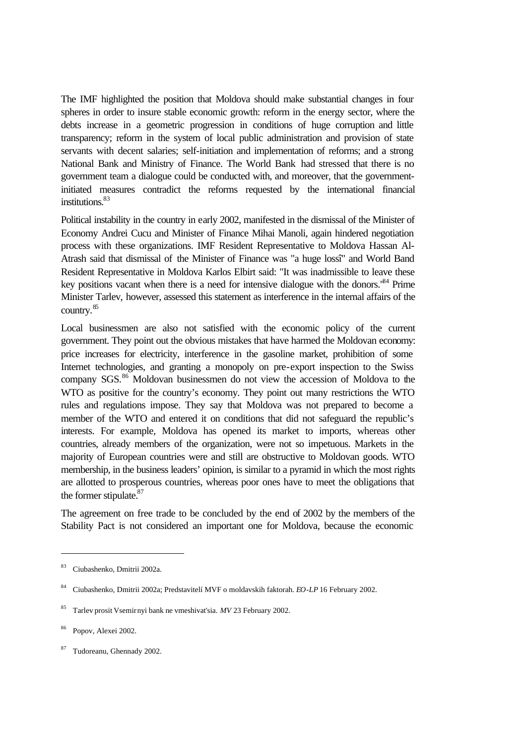The IMF highlighted the position that Moldova should make substantial changes in four spheres in order to insure stable economic growth: reform in the energy sector, where the debts increase in a geometric progression in conditions of huge corruption and little transparency; reform in the system of local public administration and provision of state servants with decent salaries; self-initiation and implementation of reforms; and a strong National Bank and Ministry of Finance. The World Bank had stressed that there is no government team a dialogue could be conducted with, and moreover, that the government-initiated measures contradict the reforms requested by the international financial institutions.[83]

Political instability in the country in early 2002, manifested in the dismissal of the Minister of Economy Andrei Cucu and Minister of Finance Mihai Manoli, again hindered negotiation process with these organizations. IMF Resident Representative to Moldova Hassan Al-Atrash said that dismissal of the Minister of Finance was "a huge lossî" and World Band Resident Representative in Moldova Karlos Elbirt said: "It was inadmissible to leave these key positions vacant when there is a need for intensive dialogue with the donors."[84] Prime Minister Tarlev, however, assessed this statement as interference in the internal affairs of the country.[85]

Local businessmen are also not satisfied with the economic policy of the current government. They point out the obvious mistakes that have harmed the Moldovan economy: price increases for electricity, interference in the gasoline market, prohibition of some Internet technologies, and granting a monopoly on pre-export inspection to the Swiss company SGS.[86] Moldovan businessmen do not view the accession of Moldova to the WTO as positive for the country's economy. They point out many restrictions the WTO rules and regulations impose. They say that Moldova was not prepared to become a member of the WTO and entered it on conditions that did not safeguard the republic's interests. For example, Moldova has opened its market to imports, whereas other countries, already members of the organization, were not so impetuous. Markets in the majority of European countries were and still are obstructive to Moldovan goods. WTO membership, in the business leaders' opinion, is similar to a pyramid in which the most rights are allotted to prosperous countries, whereas poor ones have to meet the obligations that the former stipulate.[87]

The agreement on free trade to be concluded by the end of 2002 by the members of the Stability Pact is not considered an important one for Moldova, because the economic

---

[83] Ciubashenko, Dmitrii 2002a.

[84] Ciubashenko, Dmitrii 2002a; Predstavitelí MVF o moldavskih faktorah. *EO-LP* 16 February 2002.

[85] Tarlev prosit Vsemirnyi bank ne vmeshivat'sia. *MV* 23 February 2002.

[86] Popov, Alexei 2002.

[87] Tudoreanu, Ghennady 2002.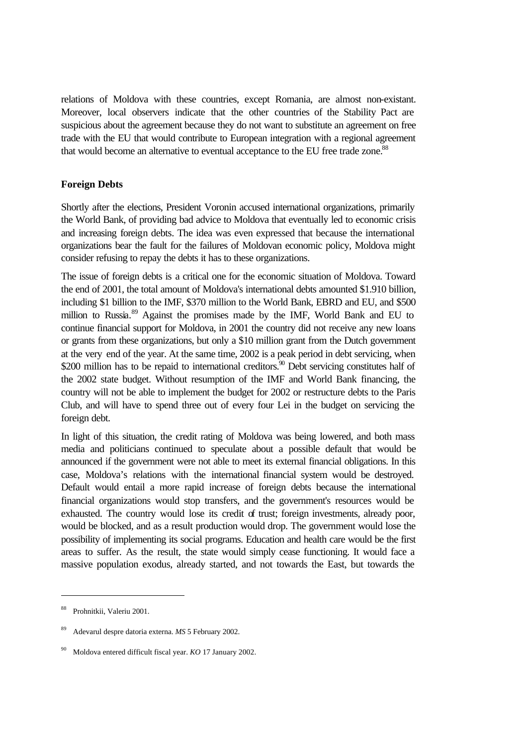relations of Moldova with these countries, except Romania, are almost non-existant. Moreover, local observers indicate that the other countries of the Stability Pact are suspicious about the agreement because they do not want to substitute an agreement on free trade with the EU that would contribute to European integration with a regional agreement that would become an alternative to eventual acceptance to the EU free trade zone.[88]

**Foreign Debts**

Shortly after the elections, President Voronin accused international organizations, primarily the World Bank, of providing bad advice to Moldova that eventually led to economic crisis and increasing foreign debts. The idea was even expressed that because the international organizations bear the fault for the failures of Moldovan economic policy, Moldova might consider refusing to repay the debts it has to these organizations.

The issue of foreign debts is a critical one for the economic situation of Moldova. Toward the end of 2001, the total amount of Moldova's international debts amounted \$1.910 billion, including \$1 billion to the IMF, \$370 million to the World Bank, EBRD and EU, and \$500 million to Russia.[89] Against the promises made by the IMF, World Bank and EU to continue financial support for Moldova, in 2001 the country did not receive any new loans or grants from these organizations, but only a \$10 million grant from the Dutch government at the very end of the year. At the same time, 2002 is a peak period in debt servicing, when \$200 million has to be repaid to international creditors.[90] Debt servicing constitutes half of the 2002 state budget. Without resumption of the IMF and World Bank financing, the country will not be able to implement the budget for 2002 or restructure debts to the Paris Club, and will have to spend three out of every four Lei in the budget on servicing the foreign debt.

In light of this situation, the credit rating of Moldova was being lowered, and both mass media and politicians continued to speculate about a possible default that would be announced if the government were not able to meet its external financial obligations. In this case, Moldova's relations with the international financial system would be destroyed. Default would entail a more rapid increase of foreign debts because the international financial organizations would stop transfers, and the government's resources would be exhausted. The country would lose its credit of trust; foreign investments, already poor, would be blocked, and as a result production would drop. The government would lose the possibility of implementing its social programs. Education and health care would be the first areas to suffer. As the result, the state would simply cease functioning. It would face a massive population exodus, already started, and not towards the East, but towards the

---

[88] Prohnitkii, Valeriu 2001.

[89] Adevarul despre datoria externa. *MS* 5 February 2002.

[90] Moldova entered difficult fiscal year. *KO* 17 January 2002.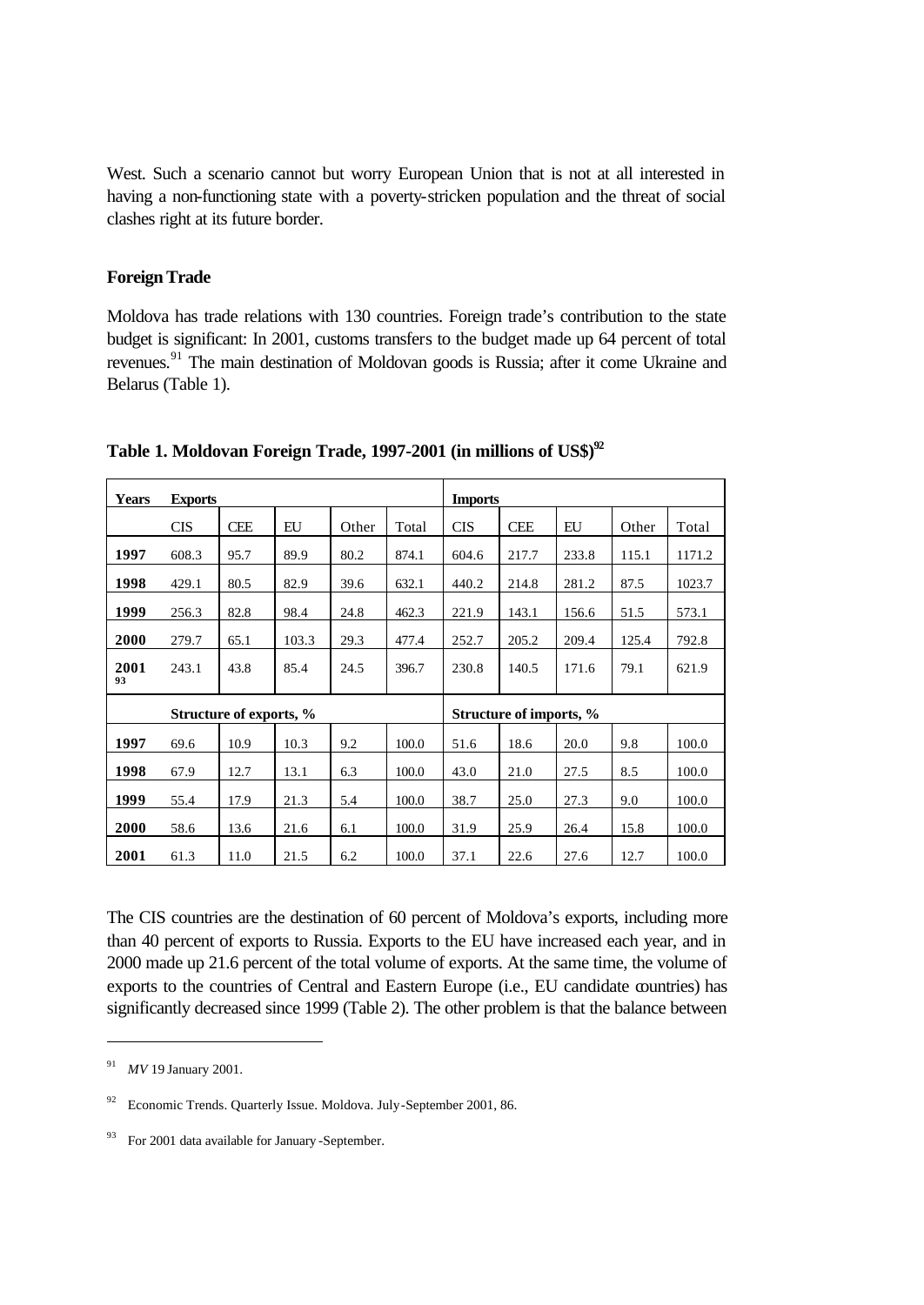West. Such a scenario cannot but worry European Union that is not at all interested in having a non-functioning state with a poverty-stricken population and the threat of social clashes right at its future border.

**Foreign Trade**

Moldova has trade relations with 130 countries. Foreign trade's contribution to the state budget is significant: In 2001, customs transfers to the budget made up 64 percent of total revenues.[91] The main destination of Moldovan goods is Russia; after it come Ukraine and Belarus (Table 1).

**Table 1. Moldovan Foreign Trade, 1997-2001 (in millions of US$)[92]**

| Years | Exports | | | | | Imports | | | | |
|---|---|---|---|---|---|---|---|---|---|---|
| | CIS | CEE | EU | Other | Total | CIS | CEE | EU | Other | Total |
| **1997** | 608.3 | 95.7 | 89.9 | 80.2 | 874.1 | 604.6 | 217.7 | 233.8 | 115.1 | 1171.2 |
| **1998** | 429.1 | 80.5 | 82.9 | 39.6 | 632.1 | 440.2 | 214.8 | 281.2 | 87.5 | 1023.7 |
| **1999** | 256.3 | 82.8 | 98.4 | 24.8 | 462.3 | 221.9 | 143.1 | 156.6 | 51.5 | 573.1 |
| **2000** | 279.7 | 65.1 | 103.3 | 29.3 | 477.4 | 252.7 | 205.2 | 209.4 | 125.4 | 792.8 |
| **2001**[93] | 243.1 | 43.8 | 85.4 | 24.5 | 396.7 | 230.8 | 140.5 | 171.6 | 79.1 | 621.9 |
| | **Structure of exports, %** | | | | | **Structure of imports, %** | | | | |
| **1997** | 69.6 | 10.9 | 10.3 | 9.2 | 100.0 | 51.6 | 18.6 | 20.0 | 9.8 | 100.0 |
| **1998** | 67.9 | 12.7 | 13.1 | 6.3 | 100.0 | 43.0 | 21.0 | 27.5 | 8.5 | 100.0 |
| **1999** | 55.4 | 17.9 | 21.3 | 5.4 | 100.0 | 38.7 | 25.0 | 27.3 | 9.0 | 100.0 |
| **2000** | 58.6 | 13.6 | 21.6 | 6.1 | 100.0 | 31.9 | 25.9 | 26.4 | 15.8 | 100.0 |
| **2001** | 61.3 | 11.0 | 21.5 | 6.2 | 100.0 | 37.1 | 22.6 | 27.6 | 12.7 | 100.0 |

The CIS countries are the destination of 60 percent of Moldova's exports, including more than 40 percent of exports to Russia. Exports to the EU have increased each year, and in 2000 made up 21.6 percent of the total volume of exports. At the same time, the volume of exports to the countries of Central and Eastern Europe (i.e., EU candidate countries) has significantly decreased since 1999 (Table 2). The other problem is that the balance between

---

[91] *MV* 19 January 2001.

[92] Economic Trends. Quarterly Issue. Moldova. July-September 2001, 86.

[93] For 2001 data available for January-September.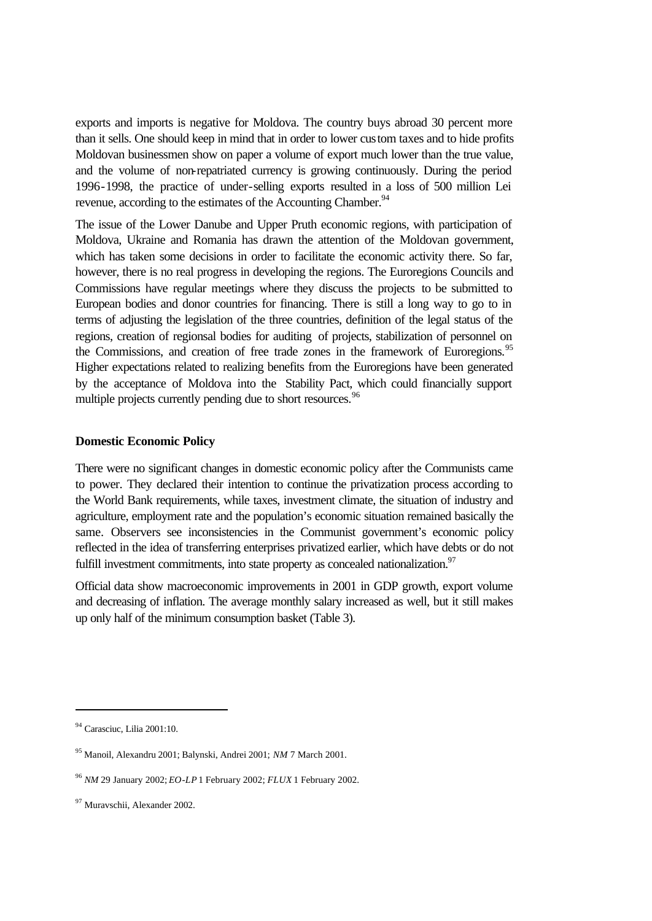exports and imports is negative for Moldova. The country buys abroad 30 percent more than it sells. One should keep in mind that in order to lower custom taxes and to hide profits Moldovan businessmen show on paper a volume of export much lower than the true value, and the volume of non-repatriated currency is growing continuously. During the period 1996-1998, the practice of under-selling exports resulted in a loss of 500 million Lei revenue, according to the estimates of the Accounting Chamber.[94]

The issue of the Lower Danube and Upper Pruth economic regions, with participation of Moldova, Ukraine and Romania has drawn the attention of the Moldovan government, which has taken some decisions in order to facilitate the economic activity there. So far, however, there is no real progress in developing the regions. The Euroregions Councils and Commissions have regular meetings where they discuss the projects to be submitted to European bodies and donor countries for financing. There is still a long way to go to in terms of adjusting the legislation of the three countries, definition of the legal status of the regions, creation of regionsal bodies for auditing of projects, stabilization of personnel on the Commissions, and creation of free trade zones in the framework of Euroregions.[95] Higher expectations related to realizing benefits from the Euroregions have been generated by the acceptance of Moldova into the Stability Pact, which could financially support multiple projects currently pending due to short resources.[96]

**Domestic Economic Policy**

There were no significant changes in domestic economic policy after the Communists came to power. They declared their intention to continue the privatization process according to the World Bank requirements, while taxes, investment climate, the situation of industry and agriculture, employment rate and the population's economic situation remained basically the same. Observers see inconsistencies in the Communist government's economic policy reflected in the idea of transferring enterprises privatized earlier, which have debts or do not fulfill investment commitments, into state property as concealed nationalization.[97]

Official data show macroeconomic improvements in 2001 in GDP growth, export volume and decreasing of inflation. The average monthly salary increased as well, but it still makes up only half of the minimum consumption basket (Table 3).

---

[94] Carasciuc, Lilia 2001:10.

[95] Manoil, Alexandru 2001; Balynski, Andrei 2001; *NM* 7 March 2001.

[96] *NM* 29 January 2002; *EO-LP* 1 February 2002; *FLUX* 1 February 2002.

[97] Muravschii, Alexander 2002.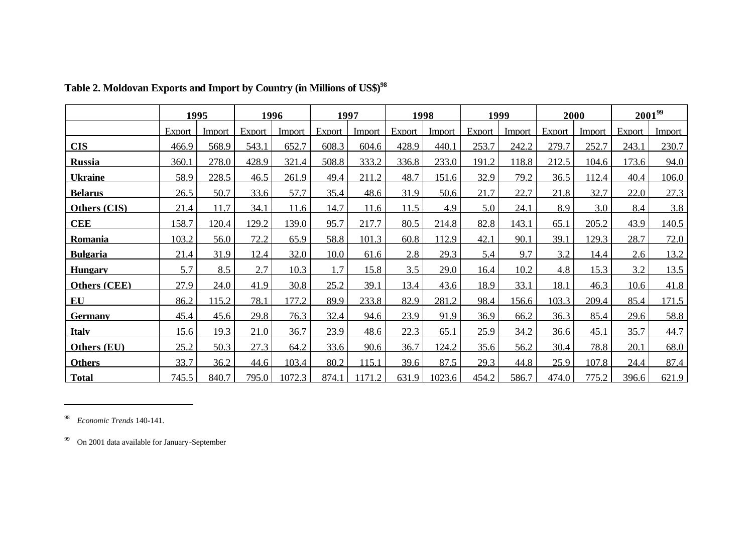**Table 2. Moldovan Exports and Import by Country (in Millions of US$)[98]**

| | 1995 | | 1996 | | 1997 | | 1998 | | 1999 | | 2000 | | 2001[99] | |
|---|---|---|---|---|---|---|---|---|---|---|---|---|---|---|
| | Export | Import | Export | Import | Export | Import | Export | Import | Export | Import | Export | Import | Export | Import |
| **CIS** | 466.9 | 568.9 | 543.1 | 652.7 | 608.3 | 604.6 | 428.9 | 440.1 | 253.7 | 242.2 | 279.7 | 252.7 | 243.1 | 230.7 |
| **Russia** | 360.1 | 278.0 | 428.9 | 321.4 | 508.8 | 333.2 | 336.8 | 233.0 | 191.2 | 118.8 | 212.5 | 104.6 | 173.6 | 94.0 |
| **Ukraine** | 58.9 | 228.5 | 46.5 | 261.9 | 49.4 | 211.2 | 48.7 | 151.6 | 32.9 | 79.2 | 36.5 | 112.4 | 40.4 | 106.0 |
| **Belarus** | 26.5 | 50.7 | 33.6 | 57.7 | 35.4 | 48.6 | 31.9 | 50.6 | 21.7 | 22.7 | 21.8 | 32.7 | 22.0 | 27.3 |
| **Others (CIS)** | 21.4 | 11.7 | 34.1 | 11.6 | 14.7 | 11.6 | 11.5 | 4.9 | 5.0 | 24.1 | 8.9 | 3.0 | 8.4 | 3.8 |
| **CEE** | 158.7 | 120.4 | 129.2 | 139.0 | 95.7 | 217.7 | 80.5 | 214.8 | 82.8 | 143.1 | 65.1 | 205.2 | 43.9 | 140.5 |
| **Romania** | 103.2 | 56.0 | 72.2 | 65.9 | 58.8 | 101.3 | 60.8 | 112.9 | 42.1 | 90.1 | 39.1 | 129.3 | 28.7 | 72.0 |
| **Bulgaria** | 21.4 | 31.9 | 12.4 | 32.0 | 10.0 | 61.6 | 2.8 | 29.3 | 5.4 | 9.7 | 3.2 | 14.4 | 2.6 | 13.2 |
| **Hungary** | 5.7 | 8.5 | 2.7 | 10.3 | 1.7 | 15.8 | 3.5 | 29.0 | 16.4 | 10.2 | 4.8 | 15.3 | 3.2 | 13.5 |
| **Others (CEE)** | 27.9 | 24.0 | 41.9 | 30.8 | 25.2 | 39.1 | 13.4 | 43.6 | 18.9 | 33.1 | 18.1 | 46.3 | 10.6 | 41.8 |
| **EU** | 86.2 | 115.2 | 78.1 | 177.2 | 89.9 | 233.8 | 82.9 | 281.2 | 98.4 | 156.6 | 103.3 | 209.4 | 85.4 | 171.5 |
| **Germany** | 45.4 | 45.6 | 29.8 | 76.3 | 32.4 | 94.6 | 23.9 | 91.9 | 36.9 | 66.2 | 36.3 | 85.4 | 29.6 | 58.8 |
| **Italy** | 15.6 | 19.3 | 21.0 | 36.7 | 23.9 | 48.6 | 22.3 | 65.1 | 25.9 | 34.2 | 36.6 | 45.1 | 35.7 | 44.7 |
| **Others (EU)** | 25.2 | 50.3 | 27.3 | 64.2 | 33.6 | 90.6 | 36.7 | 124.2 | 35.6 | 56.2 | 30.4 | 78.8 | 20.1 | 68.0 |
| **Others** | 33.7 | 36.2 | 44.6 | 103.4 | 80.2 | 115.1 | 39.6 | 87.5 | 29.3 | 44.8 | 25.9 | 107.8 | 24.4 | 87.4 |
| **Total** | 745.5 | 840.7 | 795.0 | 1072.3 | 874.1 | 1171.2 | 631.9 | 1023.6 | 454.2 | 586.7 | 474.0 | 775.2 | 396.6 | 621.9 |

---

[98] *Economic Trends* 140-141.

[99] On 2001 data available for January-September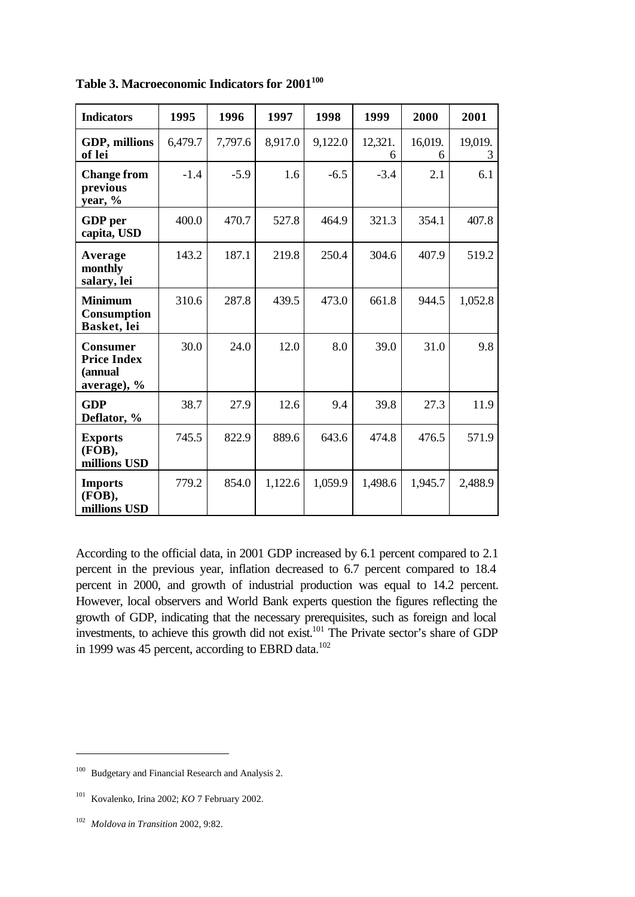**Table 3. Macroeconomic Indicators for 2001[100]**

| Indicators | 1995 | 1996 | 1997 | 1998 | 1999 | 2000 | 2001 |
|---|---|---|---|---|---|---|---|
| **GDP, millions of lei** | 6,479.7 | 7,797.6 | 8,917.0 | 9,122.0 | 12,321.6 | 16,019.6 | 19,019.3 |
| **Change from previous year, %** | -1.4 | -5.9 | 1.6 | -6.5 | -3.4 | 2.1 | 6.1 |
| **GDP per capita, USD** | 400.0 | 470.7 | 527.8 | 464.9 | 321.3 | 354.1 | 407.8 |
| **Average monthly salary, lei** | 143.2 | 187.1 | 219.8 | 250.4 | 304.6 | 407.9 | 519.2 |
| **Minimum Consumption Basket, lei** | 310.6 | 287.8 | 439.5 | 473.0 | 661.8 | 944.5 | 1,052.8 |
| **Consumer Price Index (annual average), %** | 30.0 | 24.0 | 12.0 | 8.0 | 39.0 | 31.0 | 9.8 |
| **GDP Deflator, %** | 38.7 | 27.9 | 12.6 | 9.4 | 39.8 | 27.3 | 11.9 |
| **Exports (FOB), millions USD** | 745.5 | 822.9 | 889.6 | 643.6 | 474.8 | 476.5 | 571.9 |
| **Imports (FOB), millions USD** | 779.2 | 854.0 | 1,122.6 | 1,059.9 | 1,498.6 | 1,945.7 | 2,488.9 |

According to the official data, in 2001 GDP increased by 6.1 percent compared to 2.1 percent in the previous year, inflation decreased to 6.7 percent compared to 18.4 percent in 2000, and growth of industrial production was equal to 14.2 percent. However, local observers and World Bank experts question the figures reflecting the growth of GDP, indicating that the necessary prerequisites, such as foreign and local investments, to achieve this growth did not exist.[101] The Private sector's share of GDP in 1999 was 45 percent, according to EBRD data.[102]

---

[100] Budgetary and Financial Research and Analysis 2.

[101] Kovalenko, Irina 2002; *KO* 7 February 2002.

[102] *Moldova in Transition* 2002, 9:82.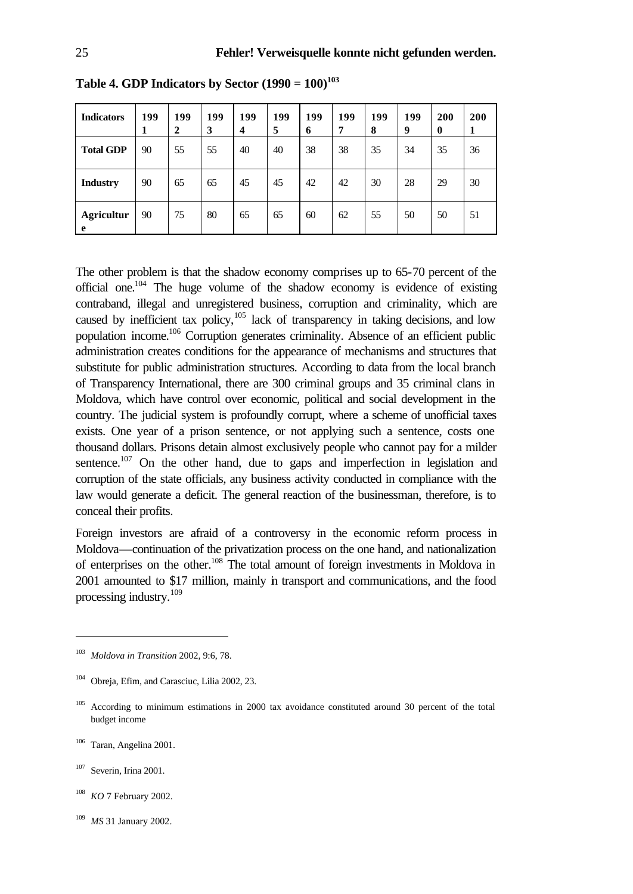**Table 4. GDP Indicators by Sector (1990 = 100)**[103]

| Indicators | 1991 | 1992 | 1993 | 1994 | 1995 | 1996 | 1997 | 1998 | 1999 | 2000 | 2001 |
|---|---|---|---|---|---|---|---|---|---|---|---|
| **Total GDP** | 90 | 55 | 55 | 40 | 40 | 38 | 38 | 35 | 34 | 35 | 36 |
| **Industry** | 90 | 65 | 65 | 45 | 45 | 42 | 42 | 30 | 28 | 29 | 30 |
| **Agriculture** | 90 | 75 | 80 | 65 | 65 | 60 | 62 | 55 | 50 | 50 | 51 |

The other problem is that the shadow economy comprises up to 65-70 percent of the official one.[104] The huge volume of the shadow economy is evidence of existing contraband, illegal and unregistered business, corruption and criminality, which are caused by inefficient tax policy,[105] lack of transparency in taking decisions, and low population income.[106] Corruption generates criminality. Absence of an efficient public administration creates conditions for the appearance of mechanisms and structures that substitute for public administration structures. According to data from the local branch of Transparency International, there are 300 criminal groups and 35 criminal clans in Moldova, which have control over economic, political and social development in the country. The judicial system is profoundly corrupt, where a scheme of unofficial taxes exists. One year of a prison sentence, or not applying such a sentence, costs one thousand dollars. Prisons detain almost exclusively people who cannot pay for a milder sentence.[107] On the other hand, due to gaps and imperfection in legislation and corruption of the state officials, any business activity conducted in compliance with the law would generate a deficit. The general reaction of the businessman, therefore, is to conceal their profits.

Foreign investors are afraid of a controversy in the economic reform process in Moldova—continuation of the privatization process on the one hand, and nationalization of enterprises on the other.[108] The total amount of foreign investments in Moldova in 2001 amounted to $17 million, mainly in transport and communications, and the food processing industry.[109]

---

[103] *Moldova in Transition* 2002, 9:6, 78.

[104] Obreja, Efim, and Carasciuc, Lilia 2002, 23.

[105] According to minimum estimations in 2000 tax avoidance constituted around 30 percent of the total budget income

[106] Taran, Angelina 2001.

[107] Severin, Irina 2001.

[108] *KO* 7 February 2002.

[109] *MS* 31 January 2002.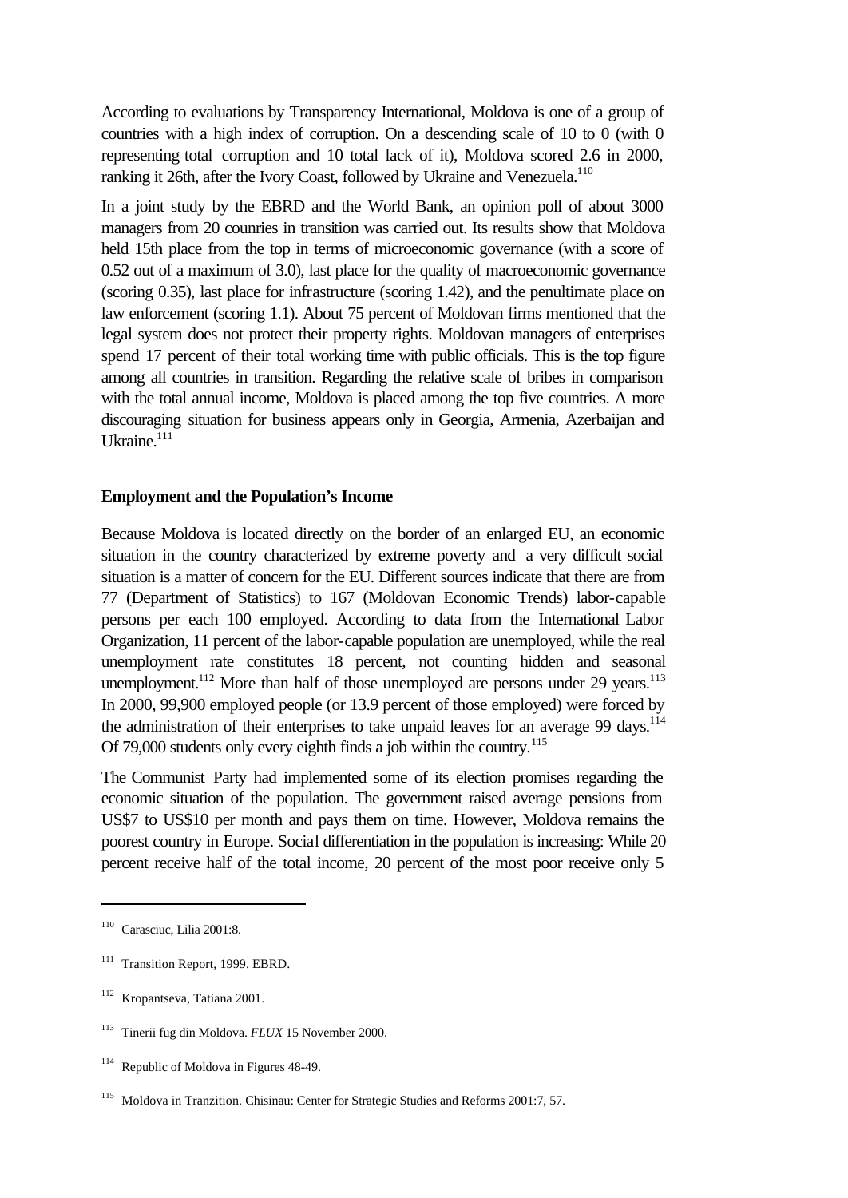According to evaluations by Transparency International, Moldova is one of a group of countries with a high index of corruption. On a descending scale of 10 to 0 (with 0 representing total corruption and 10 total lack of it), Moldova scored 2.6 in 2000, ranking it 26th, after the Ivory Coast, followed by Ukraine and Venezuela.[110]

In a joint study by the EBRD and the World Bank, an opinion poll of about 3000 managers from 20 counries in transition was carried out. Its results show that Moldova held 15th place from the top in terms of microeconomic governance (with a score of 0.52 out of a maximum of 3.0), last place for the quality of macroeconomic governance (scoring 0.35), last place for infrastructure (scoring 1.42), and the penultimate place on law enforcement (scoring 1.1). About 75 percent of Moldovan firms mentioned that the legal system does not protect their property rights. Moldovan managers of enterprises spend 17 percent of their total working time with public officials. This is the top figure among all countries in transition. Regarding the relative scale of bribes in comparison with the total annual income, Moldova is placed among the top five countries. A more discouraging situation for business appears only in Georgia, Armenia, Azerbaijan and Ukraine.[111]

**Employment and the Population's Income**

Because Moldova is located directly on the border of an enlarged EU, an economic situation in the country characterized by extreme poverty and a very difficult social situation is a matter of concern for the EU. Different sources indicate that there are from 77 (Department of Statistics) to 167 (Moldovan Economic Trends) labor-capable persons per each 100 employed. According to data from the International Labor Organization, 11 percent of the labor-capable population are unemployed, while the real unemployment rate constitutes 18 percent, not counting hidden and seasonal unemployment.[112] More than half of those unemployed are persons under 29 years.[113] In 2000, 99,900 employed people (or 13.9 percent of those employed) were forced by the administration of their enterprises to take unpaid leaves for an average 99 days.[114] Of 79,000 students only every eighth finds a job within the country.[115]

The Communist Party had implemented some of its election promises regarding the economic situation of the population. The government raised average pensions from US$7 to US$10 per month and pays them on time. However, Moldova remains the poorest country in Europe. Social differentiation in the population is increasing: While 20 percent receive half of the total income, 20 percent of the most poor receive only 5

---

[110] Carasciuc, Lilia 2001:8.

[111] Transition Report, 1999. EBRD.

[112] Kropantseva, Tatiana 2001.

[113] Tinerii fug din Moldova. *FLUX* 15 November 2000.

[114] Republic of Moldova in Figures 48-49.

[115] Moldova in Tranzition. Chisinau: Center for Strategic Studies and Reforms 2001:7, 57.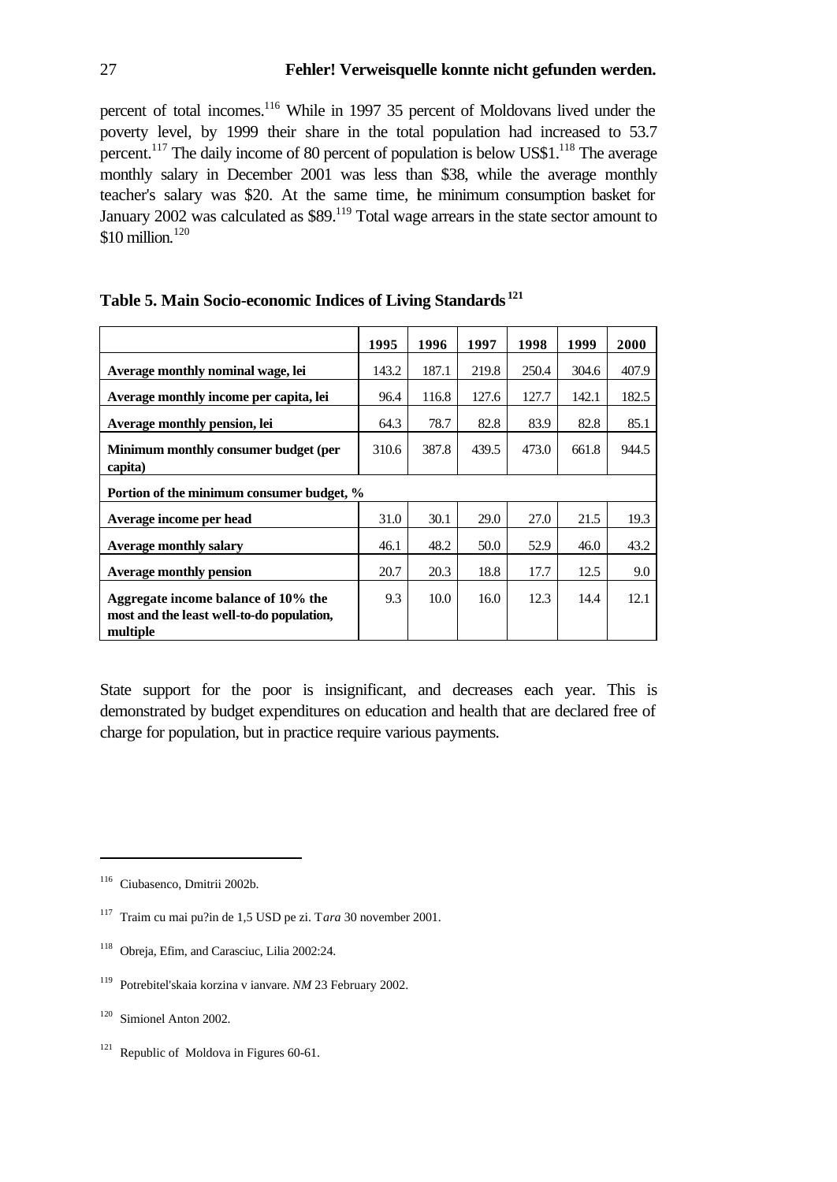percent of total incomes.[116] While in 1997 35 percent of Moldovans lived under the poverty level, by 1999 their share in the total population had increased to 53.7 percent.[117] The daily income of 80 percent of population is below US$1.[118] The average monthly salary in December 2001 was less than $38, while the average monthly teacher's salary was $20. At the same time, the minimum consumption basket for January 2002 was calculated as $89.[119] Total wage arrears in the state sector amount to $10 million.[120]

**Table 5. Main Socio-economic Indices of Living Standards**[121]

| | 1995 | 1996 | 1997 | 1998 | 1999 | 2000 |
|---|---|---|---|---|---|---|
| **Average monthly nominal wage, lei** | 143.2 | 187.1 | 219.8 | 250.4 | 304.6 | 407.9 |
| **Average monthly income per capita, lei** | 96.4 | 116.8 | 127.6 | 127.7 | 142.1 | 182.5 |
| **Average monthly pension, lei** | 64.3 | 78.7 | 82.8 | 83.9 | 82.8 | 85.1 |
| **Minimum monthly consumer budget (per capita)** | 310.6 | 387.8 | 439.5 | 473.0 | 661.8 | 944.5 |
| **Portion of the minimum consumer budget, %** | | | | | | |
| **Average income per head** | 31.0 | 30.1 | 29.0 | 27.0 | 21.5 | 19.3 |
| **Average monthly salary** | 46.1 | 48.2 | 50.0 | 52.9 | 46.0 | 43.2 |
| **Average monthly pension** | 20.7 | 20.3 | 18.8 | 17.7 | 12.5 | 9.0 |
| **Aggregate income balance of 10% the most and the least well-to-do population, multiple** | 9.3 | 10.0 | 16.0 | 12.3 | 14.4 | 12.1 |

State support for the poor is insignificant, and decreases each year. This is demonstrated by budget expenditures on education and health that are declared free of charge for population, but in practice require various payments.

---

[116] Ciubasenco, Dmitrii 2002b.

[117] Traim cu mai pu?in de 1,5 USD pe zi. T*ara* 30 november 2001.

[118] Obreja, Efim, and Carasciuc, Lilia 2002:24.

[119] Potrebitel'skaia korzina v ianvare. *NM* 23 February 2002.

[120] Simionel Anton 2002.

[121] Republic of Moldova in Figures 60-61.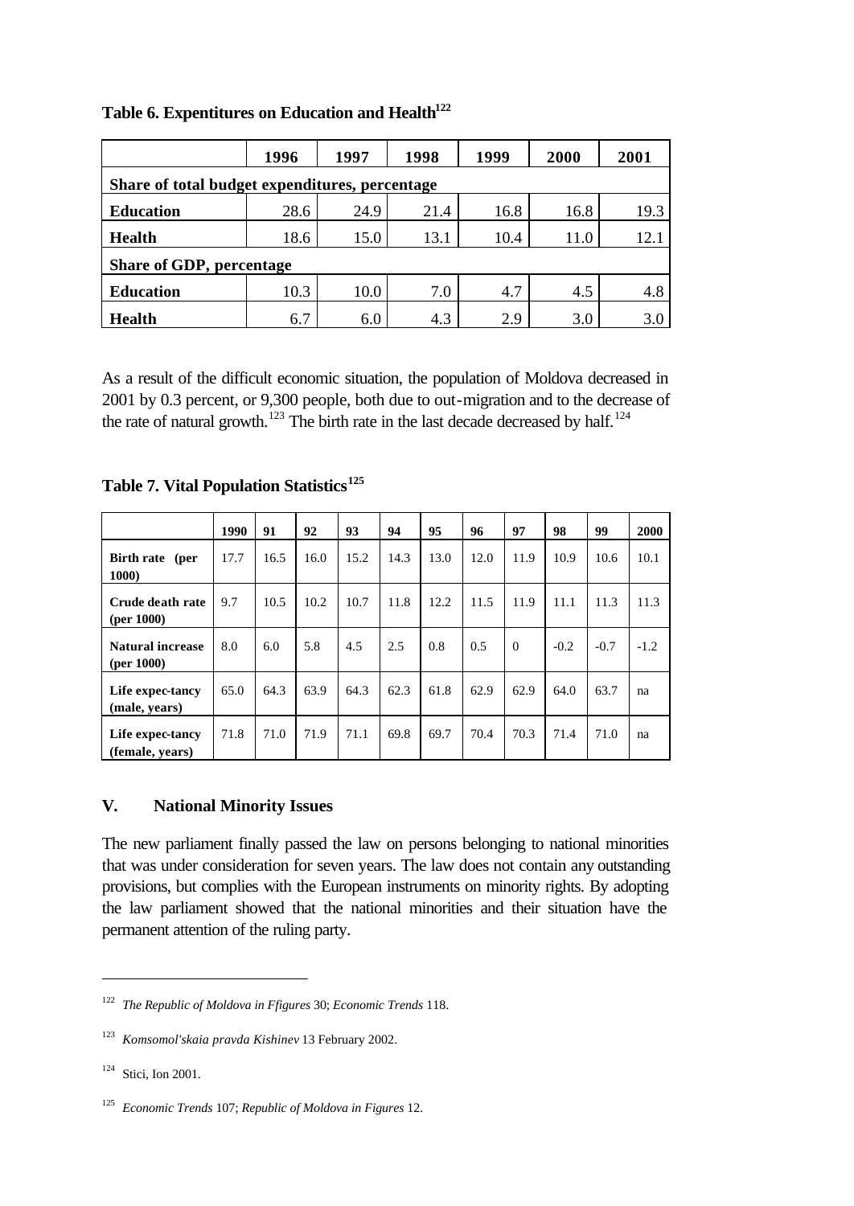**Table 6. Expentitures on Education and Health**[122]

| | 1996 | 1997 | 1998 | 1999 | 2000 | 2001 |
|---|---|---|---|---|---|---|
| **Share of total budget expenditures, percentage** | | | | | | |
| **Education** | 28.6 | 24.9 | 21.4 | 16.8 | 16.8 | 19.3 |
| **Health** | 18.6 | 15.0 | 13.1 | 10.4 | 11.0 | 12.1 |
| **Share of GDP, percentage** | | | | | | |
| **Education** | 10.3 | 10.0 | 7.0 | 4.7 | 4.5 | 4.8 |
| **Health** | 6.7 | 6.0 | 4.3 | 2.9 | 3.0 | 3.0 |

As a result of the difficult economic situation, the population of Moldova decreased in 2001 by 0.3 percent, or 9,300 people, both due to out-migration and to the decrease of the rate of natural growth.[123] The birth rate in the last decade decreased by half.[124]

**Table 7. Vital Population Statistics**[125]

| | 1990 | 91 | 92 | 93 | 94 | 95 | 96 | 97 | 98 | 99 | 2000 |
|---|---|---|---|---|---|---|---|---|---|---|---|
| **Birth rate (per 1000)** | 17.7 | 16.5 | 16.0 | 15.2 | 14.3 | 13.0 | 12.0 | 11.9 | 10.9 | 10.6 | 10.1 |
| **Crude death rate (per 1000)** | 9.7 | 10.5 | 10.2 | 10.7 | 11.8 | 12.2 | 11.5 | 11.9 | 11.1 | 11.3 | 11.3 |
| **Natural increase (per 1000)** | 8.0 | 6.0 | 5.8 | 4.5 | 2.5 | 0.8 | 0.5 | 0 | -0.2 | -0.7 | -1.2 |
| **Life expec-tancy (male, years)** | 65.0 | 64.3 | 63.9 | 64.3 | 62.3 | 61.8 | 62.9 | 62.9 | 64.0 | 63.7 | na |
| **Life expec-tancy (female, years)** | 71.8 | 71.0 | 71.9 | 71.1 | 69.8 | 69.7 | 70.4 | 70.3 | 71.4 | 71.0 | na |

## V. National Minority Issues

The new parliament finally passed the law on persons belonging to national minorities that was under consideration for seven years. The law does not contain any outstanding provisions, but complies with the European instruments on minority rights. By adopting the law parliament showed that the national minorities and their situation have the permanent attention of the ruling party.

---

[122] *The Republic of Moldova in Ffigures* 30; *Economic Trends* 118.

[123] *Komsomol'skaia pravda Kishinev* 13 February 2002.

[124] Stici, Ion 2001.

[125] *Economic Trends* 107; *Republic of Moldova in Figures* 12.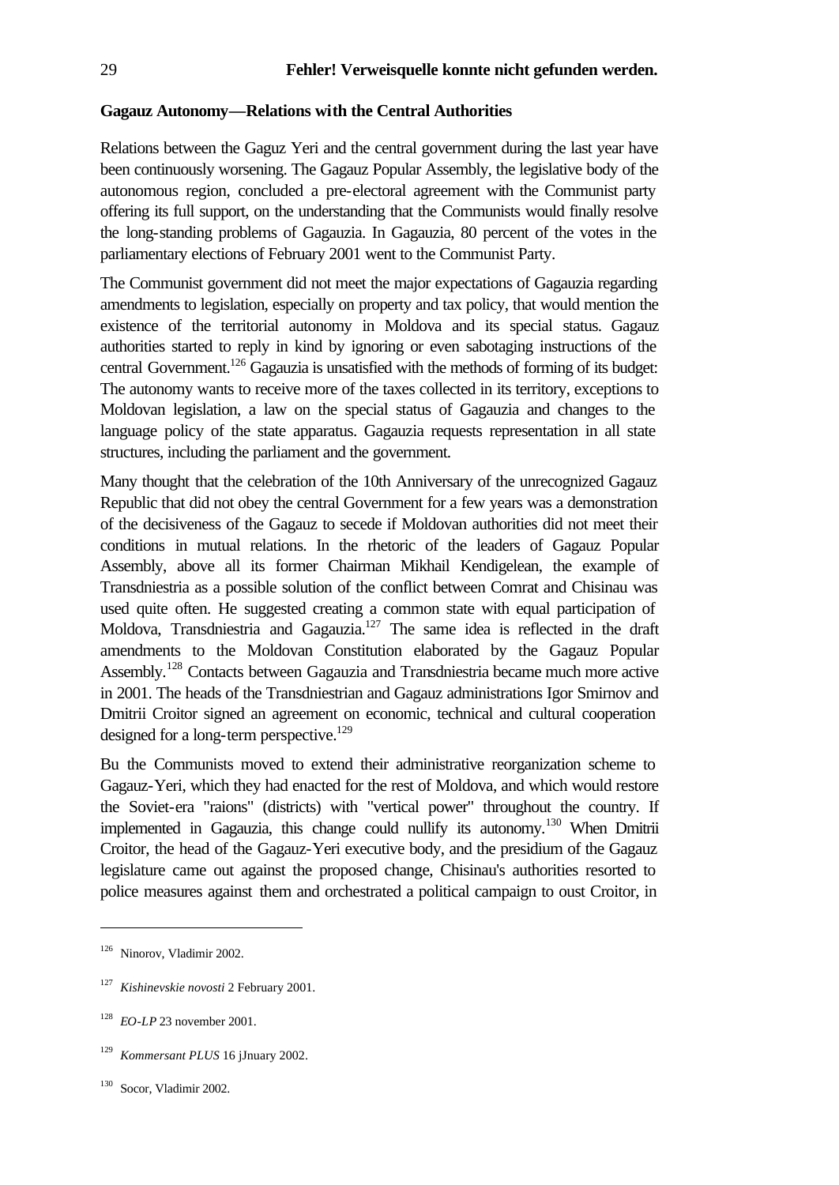**Gagauz Autonomy—Relations with the Central Authorities**

Relations between the Gaguz Yeri and the central government during the last year have been continuously worsening. The Gagauz Popular Assembly, the legislative body of the autonomous region, concluded a pre-electoral agreement with the Communist party offering its full support, on the understanding that the Communists would finally resolve the long-standing problems of Gagauzia. In Gagauzia, 80 percent of the votes in the parliamentary elections of February 2001 went to the Communist Party.

The Communist government did not meet the major expectations of Gagauzia regarding amendments to legislation, especially on property and tax policy, that would mention the existence of the territorial autonomy in Moldova and its special status. Gagauz authorities started to reply in kind by ignoring or even sabotaging instructions of the central Government.[126] Gagauzia is unsatisfied with the methods of forming of its budget: The autonomy wants to receive more of the taxes collected in its territory, exceptions to Moldovan legislation, a law on the special status of Gagauzia and changes to the language policy of the state apparatus. Gagauzia requests representation in all state structures, including the parliament and the government.

Many thought that the celebration of the 10th Anniversary of the unrecognized Gagauz Republic that did not obey the central Government for a few years was a demonstration of the decisiveness of the Gagauz to secede if Moldovan authorities did not meet their conditions in mutual relations. In the rhetoric of the leaders of Gagauz Popular Assembly, above all its former Chairman Mikhail Kendigelean, the example of Transdniestria as a possible solution of the conflict between Comrat and Chisinau was used quite often. He suggested creating a common state with equal participation of Moldova, Transdniestria and Gagauzia.[127] The same idea is reflected in the draft amendments to the Moldovan Constitution elaborated by the Gagauz Popular Assembly.[128] Contacts between Gagauzia and Transdniestria became much more active in 2001. The heads of the Transdniestrian and Gagauz administrations Igor Smirnov and Dmitrii Croitor signed an agreement on economic, technical and cultural cooperation designed for a long-term perspective.[129]

Bu the Communists moved to extend their administrative reorganization scheme to Gagauz-Yeri, which they had enacted for the rest of Moldova, and which would restore the Soviet-era "raions" (districts) with "vertical power" throughout the country. If implemented in Gagauzia, this change could nullify its autonomy.[130] When Dmitrii Croitor, the head of the Gagauz-Yeri executive body, and the presidium of the Gagauz legislature came out against the proposed change, Chisinau's authorities resorted to police measures against them and orchestrated a political campaign to oust Croitor, in

---

[126] Ninorov, Vladimir 2002.

[127] *Kishinevskie novosti* 2 February 2001.

[128] *EO-LP* 23 november 2001.

[129] *Kommersant PLUS* 16 jJnuary 2002.

[130] Socor, Vladimir 2002.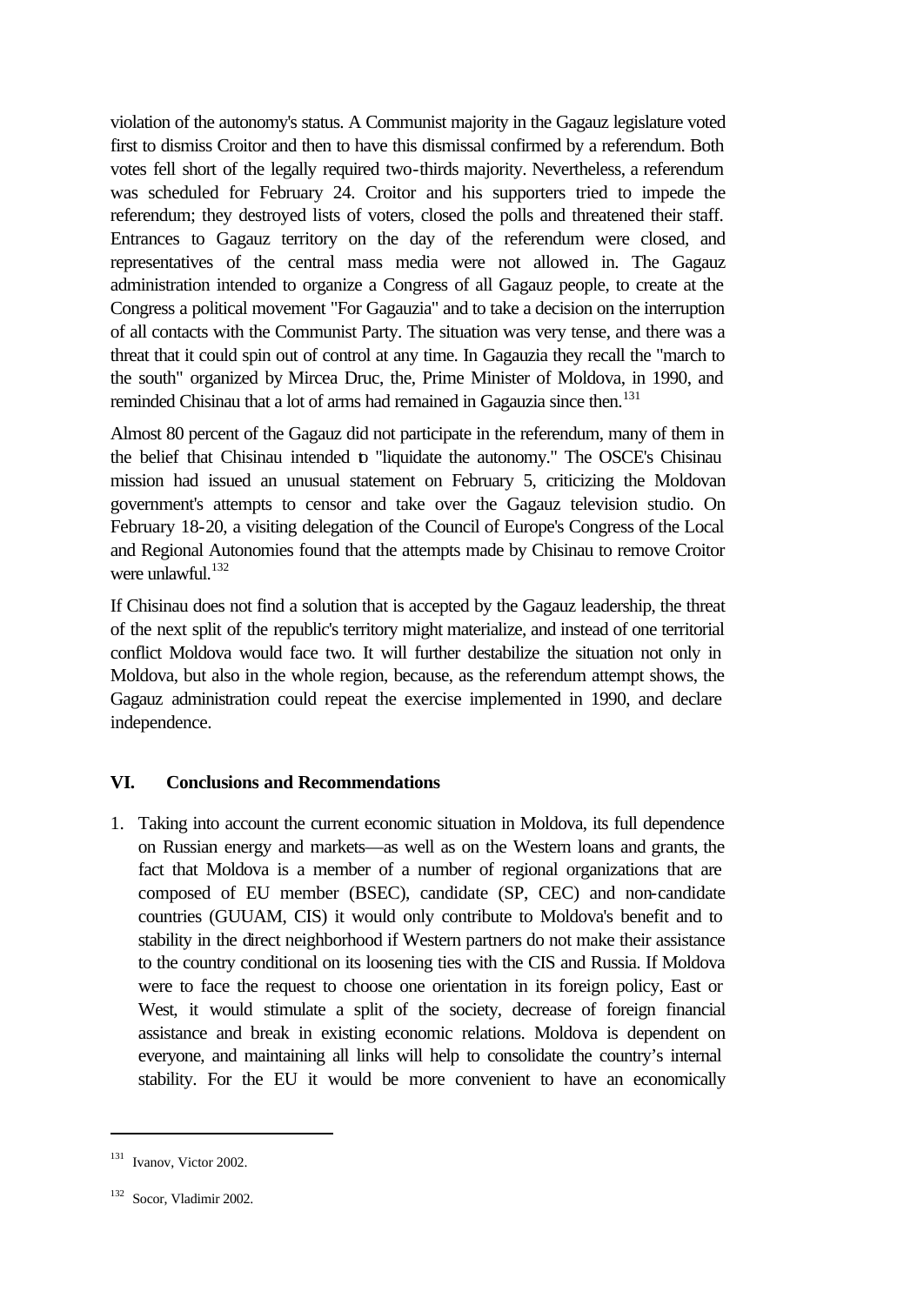violation of the autonomy's status. A Communist majority in the Gagauz legislature voted first to dismiss Croitor and then to have this dismissal confirmed by a referendum. Both votes fell short of the legally required two-thirds majority. Nevertheless, a referendum was scheduled for February 24. Croitor and his supporters tried to impede the referendum; they destroyed lists of voters, closed the polls and threatened their staff. Entrances to Gagauz territory on the day of the referendum were closed, and representatives of the central mass media were not allowed in. The Gagauz administration intended to organize a Congress of all Gagauz people, to create at the Congress a political movement "For Gagauzia" and to take a decision on the interruption of all contacts with the Communist Party. The situation was very tense, and there was a threat that it could spin out of control at any time. In Gagauzia they recall the "march to the south" organized by Mircea Druc, the, Prime Minister of Moldova, in 1990, and reminded Chisinau that a lot of arms had remained in Gagauzia since then.[131]

Almost 80 percent of the Gagauz did not participate in the referendum, many of them in the belief that Chisinau intended to "liquidate the autonomy." The OSCE's Chisinau mission had issued an unusual statement on February 5, criticizing the Moldovan government's attempts to censor and take over the Gagauz television studio. On February 18-20, a visiting delegation of the Council of Europe's Congress of the Local and Regional Autonomies found that the attempts made by Chisinau to remove Croitor were unlawful.[132]

If Chisinau does not find a solution that is accepted by the Gagauz leadership, the threat of the next split of the republic's territory might materialize, and instead of one territorial conflict Moldova would face two. It will further destabilize the situation not only in Moldova, but also in the whole region, because, as the referendum attempt shows, the Gagauz administration could repeat the exercise implemented in 1990, and declare independence.

## VI. Conclusions and Recommendations

1. Taking into account the current economic situation in Moldova, its full dependence on Russian energy and markets—as well as on the Western loans and grants, the fact that Moldova is a member of a number of regional organizations that are composed of EU member (BSEC), candidate (SP, CEC) and non-candidate countries (GUUAM, CIS) it would only contribute to Moldova's benefit and to stability in the direct neighborhood if Western partners do not make their assistance to the country conditional on its loosening ties with the CIS and Russia. If Moldova were to face the request to choose one orientation in its foreign policy, East or West, it would stimulate a split of the society, decrease of foreign financial assistance and break in existing economic relations. Moldova is dependent on everyone, and maintaining all links will help to consolidate the country's internal stability. For the EU it would be more convenient to have an economically

---

[131] Ivanov, Victor 2002.

[132] Socor, Vladimir 2002.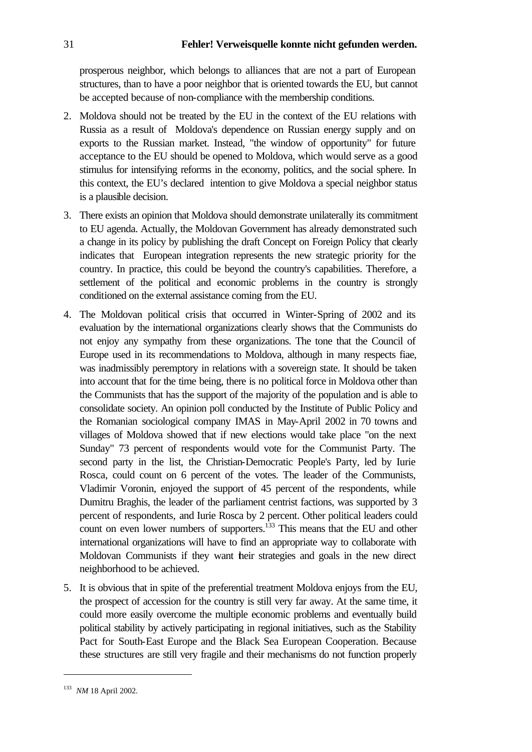prosperous neighbor, which belongs to alliances that are not a part of European structures, than to have a poor neighbor that is oriented towards the EU, but cannot be accepted because of non-compliance with the membership conditions.

2. Moldova should not be treated by the EU in the context of the EU relations with Russia as a result of Moldova's dependence on Russian energy supply and on exports to the Russian market. Instead, "the window of opportunity" for future acceptance to the EU should be opened to Moldova, which would serve as a good stimulus for intensifying reforms in the economy, politics, and the social sphere. In this context, the EU's declared intention to give Moldova a special neighbor status is a plausible decision.

3. There exists an opinion that Moldova should demonstrate unilaterally its commitment to EU agenda. Actually, the Moldovan Government has already demonstrated such a change in its policy by publishing the draft Concept on Foreign Policy that clearly indicates that European integration represents the new strategic priority for the country. In practice, this could be beyond the country's capabilities. Therefore, a settlement of the political and economic problems in the country is strongly conditioned on the external assistance coming from the EU.

4. The Moldovan political crisis that occurred in Winter-Spring of 2002 and its evaluation by the international organizations clearly shows that the Communists do not enjoy any sympathy from these organizations. The tone that the Council of Europe used in its recommendations to Moldova, although in many respects fiae, was inadmissibly peremptory in relations with a sovereign state. It should be taken into account that for the time being, there is no political force in Moldova other than the Communists that has the support of the majority of the population and is able to consolidate society. An opinion poll conducted by the Institute of Public Policy and the Romanian sociological company IMAS in May-April 2002 in 70 towns and villages of Moldova showed that if new elections would take place "on the next Sunday" 73 percent of respondents would vote for the Communist Party. The second party in the list, the Christian-Democratic People's Party, led by Iurie Rosca, could count on 6 percent of the votes. The leader of the Communists, Vladimir Voronin, enjoyed the support of 45 percent of the respondents, while Dumitru Braghis, the leader of the parliament centrist factions, was supported by 3 percent of respondents, and Iurie Rosca by 2 percent. Other political leaders could count on even lower numbers of supporters.[133] This means that the EU and other international organizations will have to find an appropriate way to collaborate with Moldovan Communists if they want their strategies and goals in the new direct neighborhood to be achieved.

5. It is obvious that in spite of the preferential treatment Moldova enjoys from the EU, the prospect of accession for the country is still very far away. At the same time, it could more easily overcome the multiple economic problems and eventually build political stability by actively participating in regional initiatives, such as the Stability Pact for South-East Europe and the Black Sea European Cooperation. Because these structures are still very fragile and their mechanisms do not function properly

---

[133] *NM* 18 April 2002.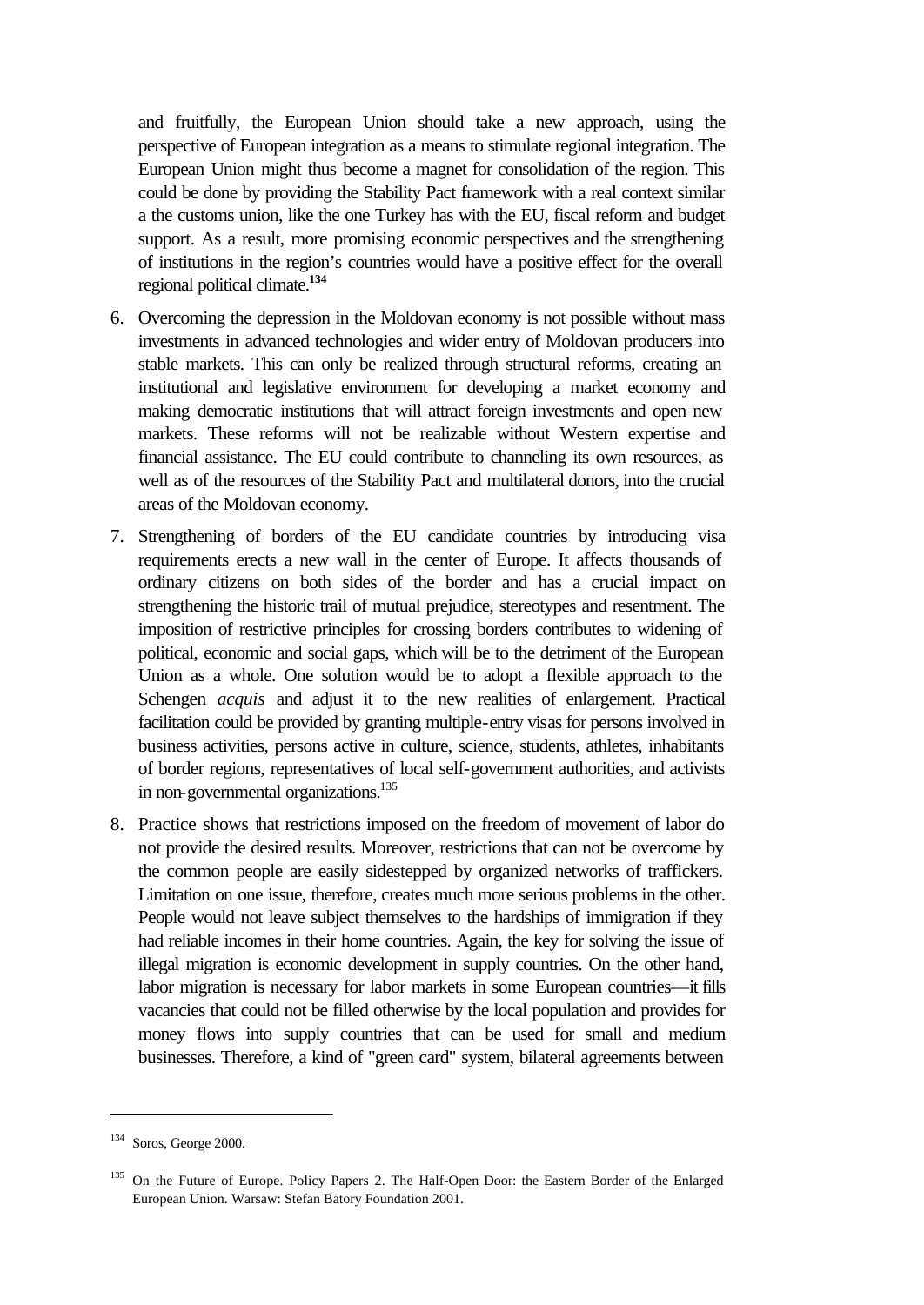and fruitfully, the European Union should take a new approach, using the perspective of European integration as a means to stimulate regional integration. The European Union might thus become a magnet for consolidation of the region. This could be done by providing the Stability Pact framework with a real context similar a the customs union, like the one Turkey has with the EU, fiscal reform and budget support. As a result, more promising economic perspectives and the strengthening of institutions in the region's countries would have a positive effect for the overall regional political climate.[134]

6. Overcoming the depression in the Moldovan economy is not possible without mass investments in advanced technologies and wider entry of Moldovan producers into stable markets. This can only be realized through structural reforms, creating an institutional and legislative environment for developing a market economy and making democratic institutions that will attract foreign investments and open new markets. These reforms will not be realizable without Western expertise and financial assistance. The EU could contribute to channeling its own resources, as well as of the resources of the Stability Pact and multilateral donors, into the crucial areas of the Moldovan economy.

7. Strengthening of borders of the EU candidate countries by introducing visa requirements erects a new wall in the center of Europe. It affects thousands of ordinary citizens on both sides of the border and has a crucial impact on strengthening the historic trail of mutual prejudice, stereotypes and resentment. The imposition of restrictive principles for crossing borders contributes to widening of political, economic and social gaps, which will be to the detriment of the European Union as a whole. One solution would be to adopt a flexible approach to the Schengen *acquis* and adjust it to the new realities of enlargement. Practical facilitation could be provided by granting multiple-entry visas for persons involved in business activities, persons active in culture, science, students, athletes, inhabitants of border regions, representatives of local self-government authorities, and activists in non-governmental organizations.[135]

8. Practice shows that restrictions imposed on the freedom of movement of labor do not provide the desired results. Moreover, restrictions that can not be overcome by the common people are easily sidestepped by organized networks of traffickers. Limitation on one issue, therefore, creates much more serious problems in the other. People would not leave subject themselves to the hardships of immigration if they had reliable incomes in their home countries. Again, the key for solving the issue of illegal migration is economic development in supply countries. On the other hand, labor migration is necessary for labor markets in some European countries—it fills vacancies that could not be filled otherwise by the local population and provides for money flows into supply countries that can be used for small and medium businesses. Therefore, a kind of "green card" system, bilateral agreements between

---

[134] Soros, George 2000.

[135] On the Future of Europe. Policy Papers 2. The Half-Open Door: the Eastern Border of the Enlarged European Union. Warsaw: Stefan Batory Foundation 2001.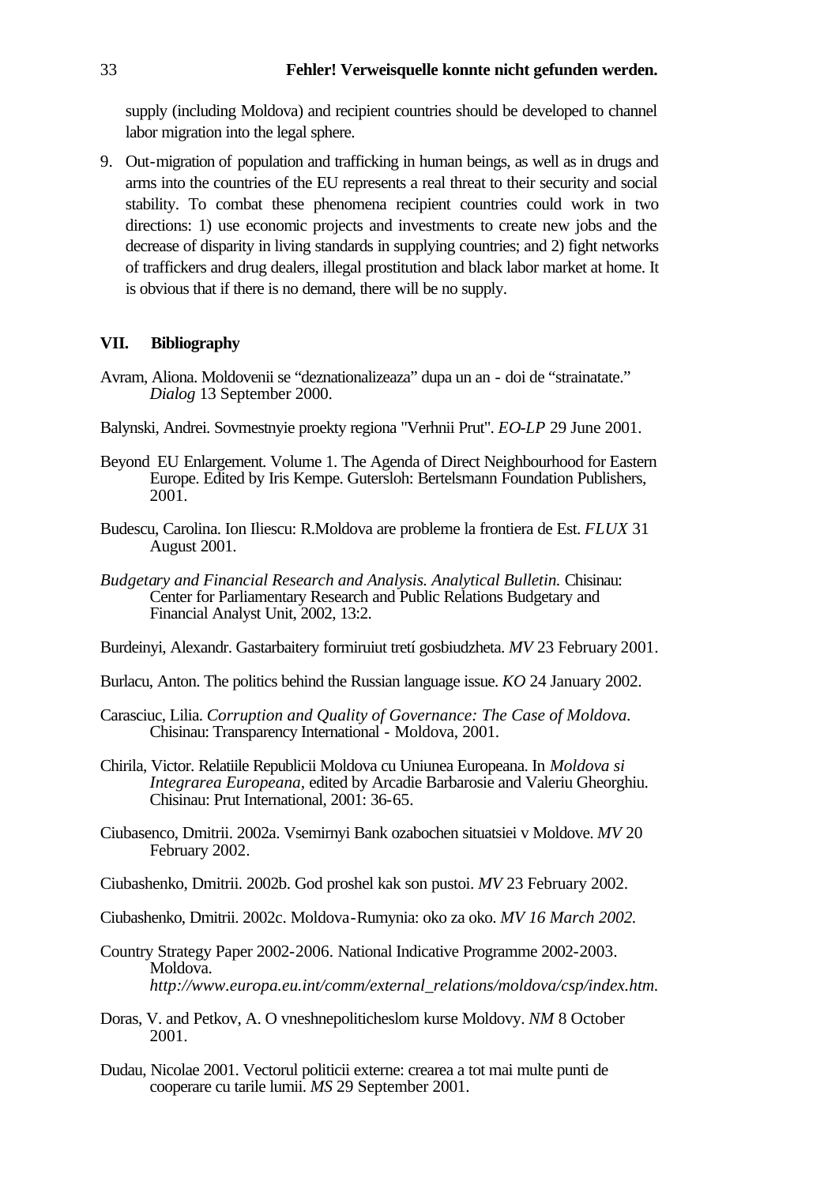supply (including Moldova) and recipient countries should be developed to channel labor migration into the legal sphere.

9. Out-migration of population and trafficking in human beings, as well as in drugs and arms into the countries of the EU represents a real threat to their security and social stability. To combat these phenomena recipient countries could work in two directions: 1) use economic projects and investments to create new jobs and the decrease of disparity in living standards in supplying countries; and 2) fight networks of traffickers and drug dealers, illegal prostitution and black labor market at home. It is obvious that if there is no demand, there will be no supply.

## VII. Bibliography

Avram, Aliona. Moldovenii se "deznationalizeaza" dupa un an - doi de "strainatate." *Dialog* 13 September 2000.

Balynski, Andrei. Sovmestnyie proekty regiona "Verhnii Prut". *EO-LP* 29 June 2001.

Beyond EU Enlargement. Volume 1. The Agenda of Direct Neighbourhood for Eastern Europe. Edited by Iris Kempe. Gutersloh: Bertelsmann Foundation Publishers, 2001.

Budescu, Carolina. Ion Iliescu: R.Moldova are probleme la frontiera de Est. *FLUX* 31 August 2001.

*Budgetary and Financial Research and Analysis. Analytical Bulletin.* Chisinau: Center for Parliamentary Research and Public Relations Budgetary and Financial Analyst Unit, 2002, 13:2.

Burdeinyi, Alexandr. Gastarbaitery formiruiut tretí gosbiudzheta. *MV* 23 February 2001.

Burlacu, Anton. The politics behind the Russian language issue. *KO* 24 January 2002.

Carasciuc, Lilia. *Corruption and Quality of Governance: The Case of Moldova.* Chisinau: Transparency International - Moldova, 2001.

Chirila, Victor. Relatiile Republicii Moldova cu Uniunea Europeana. In *Moldova si Integrarea Europeana*, edited by Arcadie Barbarosie and Valeriu Gheorghiu. Chisinau: Prut International, 2001: 36-65.

Ciubasenco, Dmitrii. 2002a. Vsemirnyi Bank ozabochen situatsiei v Moldove. *MV* 20 February 2002.

Ciubashenko, Dmitrii. 2002b. God proshel kak son pustoi. *MV* 23 February 2002.

Ciubashenko, Dmitrii. 2002c. Moldova-Rumynia: oko za oko. *MV 16 March 2002.*

Country Strategy Paper 2002-2006. National Indicative Programme 2002-2003. Moldova. *http://www.europa.eu.int/comm/external_relations/moldova/csp/index.htm.*

Doras, V. and Petkov, A. O vneshnepoliticheslom kurse Moldovy. *NM* 8 October 2001.

Dudau, Nicolae 2001. Vectorul politicii externe: crearea a tot mai multe punti de cooperare cu tarile lumii. *MS* 29 September 2001.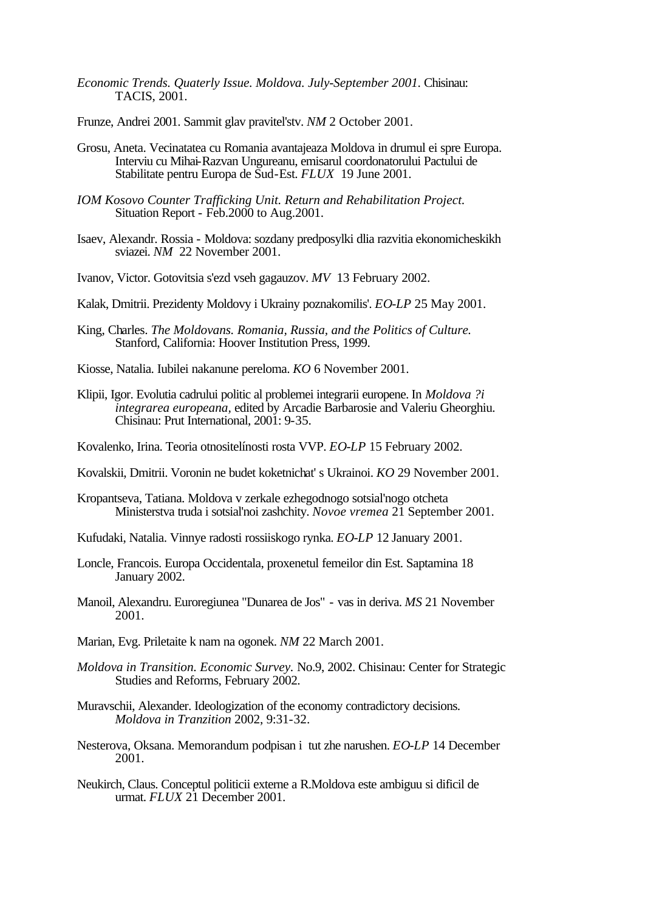*Economic Trends. Quaterly Issue. Moldova. July-September 2001.* Chisinau: TACIS, 2001.

Frunze, Andrei 2001. Sammit glav pravitel'stv. *NM* 2 October 2001.

Grosu, Aneta. Vecinatatea cu Romania avantajeaza Moldova in drumul ei spre Europa. Interviu cu Mihai-Razvan Ungureanu, emisarul coordonatorului Pactului de Stabilitate pentru Europa de Sud-Est. *FLUX* 19 June 2001.

*IOM Kosovo Counter Trafficking Unit. Return and Rehabilitation Project.* Situation Report - Feb.2000 to Aug.2001.

Isaev, Alexandr. Rossia - Moldova: sozdany predposylki dlia razvitia ekonomicheskikh sviazei. *NM* 22 November 2001.

Ivanov, Victor. Gotovitsia s'ezd vseh gagauzov. *MV* 13 February 2002.

Kalak, Dmitrii. Prezidenty Moldovy i Ukrainy poznakomilis'. *EO-LP* 25 May 2001.

King, Charles. *The Moldovans. Romania, Russia, and the Politics of Culture.* Stanford, California: Hoover Institution Press, 1999.

Kiosse, Natalia. Iubilei nakanune pereloma. *KO* 6 November 2001.

Klipii, Igor. Evolutia cadrului politic al problemei integrarii europene. In *Moldova ?i integrarea europeana,* edited by Arcadie Barbarosie and Valeriu Gheorghiu. Chisinau: Prut International, 2001: 9-35.

Kovalenko, Irina. Teoria otnositelínosti rosta VVP. *EO-LP* 15 February 2002.

Kovalskii, Dmitrii. Voronin ne budet koketnichat' s Ukrainoi. *KO* 29 November 2001.

Kropantseva, Tatiana. Moldova v zerkale ezhegodnogo sotsial'nogo otcheta Ministerstva truda i sotsial'noi zashchity. *Novoe vremea* 21 September 2001.

Kufudaki, Natalia. Vinnye radosti rossiiskogo rynka. *EO-LP* 12 January 2001.

Loncle, Francois. Europa Occidentala, proxenetul femeilor din Est. Saptamina 18 January 2002.

Manoil, Alexandru. Euroregiunea "Dunarea de Jos" - vas in deriva. *MS* 21 November 2001.

Marian, Evg. Priletaite k nam na ogonek. *NM* 22 March 2001.

*Moldova in Transition. Economic Survey.* No.9, 2002. Chisinau: Center for Strategic Studies and Reforms, February 2002.

Muravschii, Alexander. Ideologization of the economy contradictory decisions. *Moldova in Tranzition* 2002, 9:31-32.

Nesterova, Oksana. Memorandum podpisan i tut zhe narushen. *EO-LP* 14 December 2001.

Neukirch, Claus. Conceptul politicii externe a R.Moldova este ambiguu si dificil de urmat. *FLUX* 21 December 2001.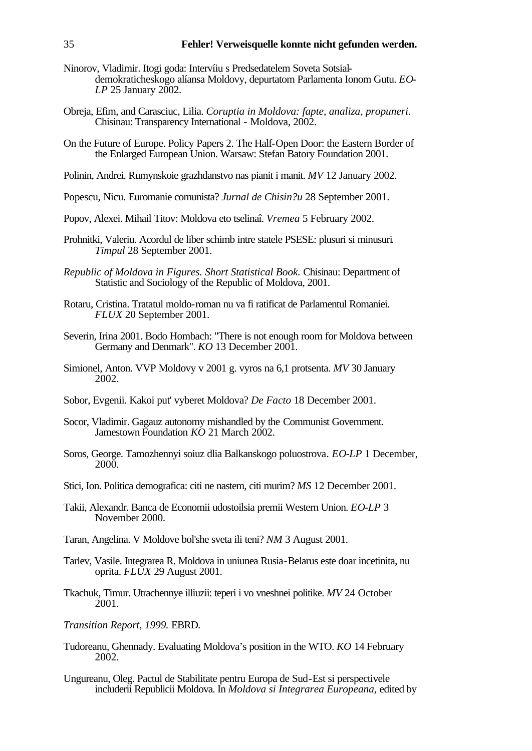Ninorov, Vladimir. Itogi goda: Intervíiu s Predsedatelem Soveta Sotsial-demokraticheskogo alíansa Moldovy, depurtatom Parlamenta Ionom Gutu. *EO-LP* 25 January 2002.

Obreja, Efim, and Carasciuc, Lilia. *Coruptia in Moldova: fapte, analiza, propuneri.* Chisinau: Transparency International - Moldova, 2002.

On the Future of Europe. Policy Papers 2. The Half-Open Door: the Eastern Border of the Enlarged European Union. Warsaw: Stefan Batory Foundation 2001.

Polinin, Andrei. Rumynskoie grazhdanstvo nas pianit i manit. *MV* 12 January 2002.

Popescu, Nicu. Euromanie comunista? *Jurnal de Chisin?u* 28 September 2001.

Popov, Alexei. Mihail Titov: Moldova eto tselinaî. *Vremea* 5 February 2002.

Prohnitki, Valeriu. Acordul de liber schimb intre statele PSESE: plusuri si minusuri. *Timpul* 28 September 2001.

*Republic of Moldova in Figures. Short Statistical Book.* Chisinau: Department of Statistic and Sociology of the Republic of Moldova, 2001.

Rotaru, Cristina. Tratatul moldo-roman nu va fi ratificat de Parlamentul Romaniei. *FLUX* 20 September 2001.

Severin, Irina 2001. Bodo Hombach: "There is not enough room for Moldova between Germany and Denmark". *KO* 13 December 2001.

Simionel, Anton. VVP Moldovy v 2001 g. vyros na 6,1 protsenta. *MV* 30 January 2002.

Sobor, Evgenii. Kakoi put' vyberet Moldova? *De Facto* 18 December 2001.

Socor, Vladimir. Gagauz autonomy mishandled by the Communist Government. Jamestown Foundation *KO* 21 March 2002.

Soros, George. Tamozhennyi soiuz dlia Balkanskogo poluostrova. *EO-LP* 1 December, 2000.

Stici, Ion. Politica demografica: citi ne nastem, citi murim? *MS* 12 December 2001.

Takii, Alexandr. Banca de Economii udostoilsia premii Western Union. *EO-LP* 3 November 2000.

Taran, Angelina. V Moldove bol'she sveta ili teni? *NM* 3 August 2001.

Tarlev, Vasile. Integrarea R. Moldova in uniunea Rusia-Belarus este doar incetinita, nu oprita. *FLUX* 29 August 2001.

Tkachuk, Timur. Utrachennye illiuzii: teperi i vo vneshnei politike. *MV* 24 October 2001.

*Transition Report, 1999.* EBRD.

Tudoreanu, Ghennady. Evaluating Moldova's position in the WTO. *KO* 14 February 2002.

Ungureanu, Oleg. Pactul de Stabilitate pentru Europa de Sud-Est si perspectivele includerii Republicii Moldova. In *Moldova si Integrarea Europeana,* edited by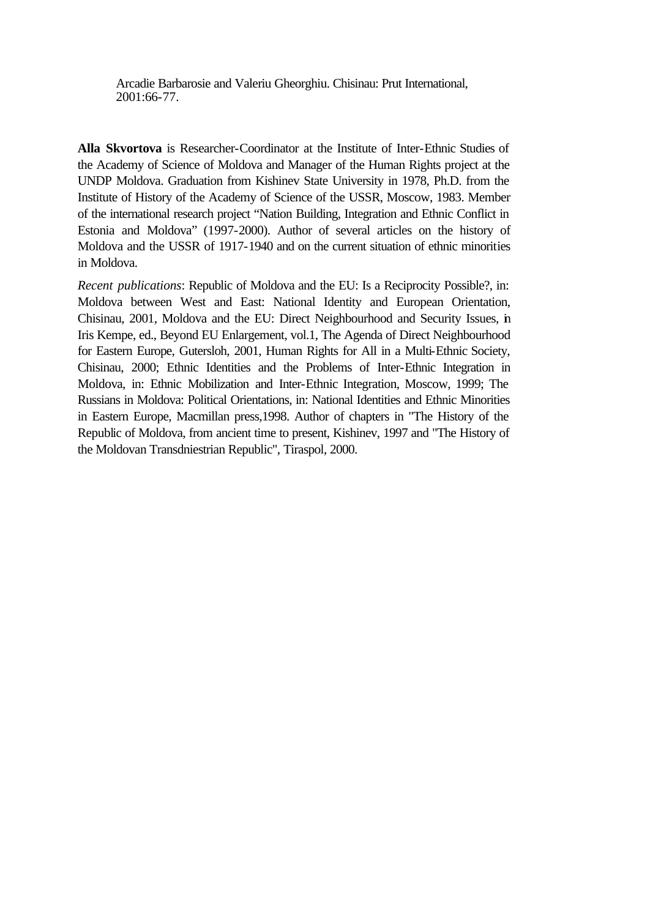Arcadie Barbarosie and Valeriu Gheorghiu. Chisinau: Prut International, 2001:66-77.

**Alla Skvortova** is Researcher-Coordinator at the Institute of Inter-Ethnic Studies of the Academy of Science of Moldova and Manager of the Human Rights project at the UNDP Moldova. Graduation from Kishinev State University in 1978, Ph.D. from the Institute of History of the Academy of Science of the USSR, Moscow, 1983. Member of the international research project "Nation Building, Integration and Ethnic Conflict in Estonia and Moldova" (1997-2000). Author of several articles on the history of Moldova and the USSR of 1917-1940 and on the current situation of ethnic minorities in Moldova.

*Recent publications*: Republic of Moldova and the EU: Is a Reciprocity Possible?, in: Moldova between West and East: National Identity and European Orientation, Chisinau, 2001, Moldova and the EU: Direct Neighbourhood and Security Issues, in Iris Kempe, ed., Beyond EU Enlargement, vol.1, The Agenda of Direct Neighbourhood for Eastern Europe, Gutersloh, 2001, Human Rights for All in a Multi-Ethnic Society, Chisinau, 2000; Ethnic Identities and the Problems of Inter-Ethnic Integration in Moldova, in: Ethnic Mobilization and Inter-Ethnic Integration, Moscow, 1999; The Russians in Moldova: Political Orientations, in: National Identities and Ethnic Minorities in Eastern Europe, Macmillan press,1998. Author of chapters in "The History of the Republic of Moldova, from ancient time to present, Kishinev, 1997 and "The History of the Moldovan Transdniestrian Republic", Tiraspol, 2000.